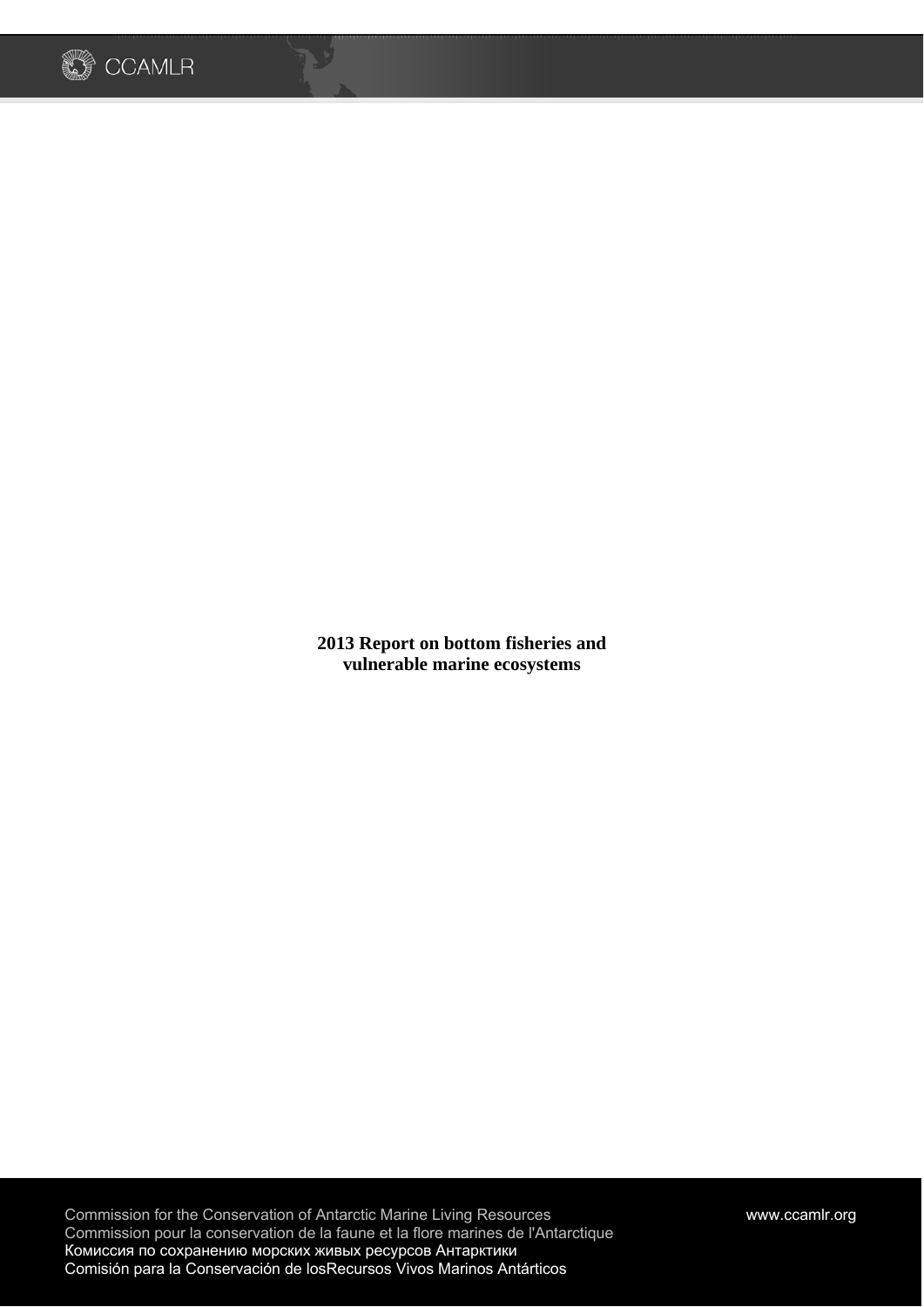# 2013 Report on bottom fisheries and vulnerable marine ecosystems

Commission for the Conservation of Antarctic Marine Living Resources
Commission pour la conservation de la faune et la flore marines de l'Antarctique
Комиссия по сохранению морских живых ресурсов Антарктики
Comisión para la Conservación de losRecursos Vivos Marinos Antárticos

www.ccamlr.org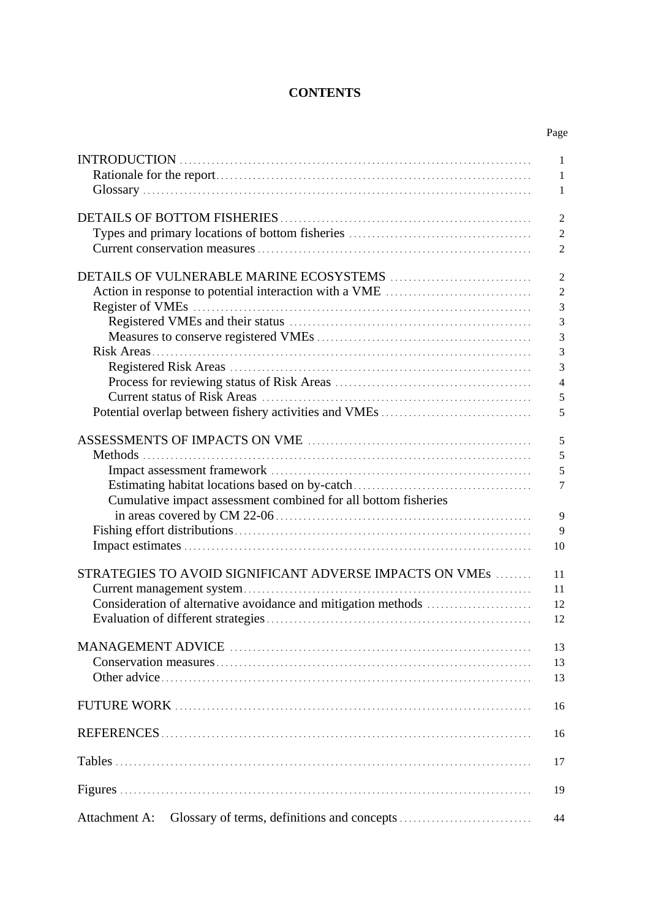# CONTENTS

| | Page |
|---|---|
| INTRODUCTION | 1 |
| Rationale for the report | 1 |
| Glossary | 1 |
| DETAILS OF BOTTOM FISHERIES | 2 |
| Types and primary locations of bottom fisheries | 2 |
| Current conservation measures | 2 |
| DETAILS OF VULNERABLE MARINE ECOSYSTEMS | 2 |
| Action in response to potential interaction with a VME | 2 |
| Register of VMEs | 3 |
| Registered VMEs and their status | 3 |
| Measures to conserve registered VMEs | 3 |
| Risk Areas | 3 |
| Registered Risk Areas | 3 |
| Process for reviewing status of Risk Areas | 4 |
| Current status of Risk Areas | 5 |
| Potential overlap between fishery activities and VMEs | 5 |
| ASSESSMENTS OF IMPACTS ON VME | 5 |
| Methods | 5 |
| Impact assessment framework | 5 |
| Estimating habitat locations based on by-catch | 7 |
| Cumulative impact assessment combined for all bottom fisheries in areas covered by CM 22-06 | 9 |
| Fishing effort distributions | 9 |
| Impact estimates | 10 |
| STRATEGIES TO AVOID SIGNIFICANT ADVERSE IMPACTS ON VMEs | 11 |
| Current management system | 11 |
| Consideration of alternative avoidance and mitigation methods | 12 |
| Evaluation of different strategies | 12 |
| MANAGEMENT ADVICE | 13 |
| Conservation measures | 13 |
| Other advice | 13 |
| FUTURE WORK | 16 |
| REFERENCES | 16 |
| Tables | 17 |
| Figures | 19 |
| Attachment A: Glossary of terms, definitions and concepts | 44 |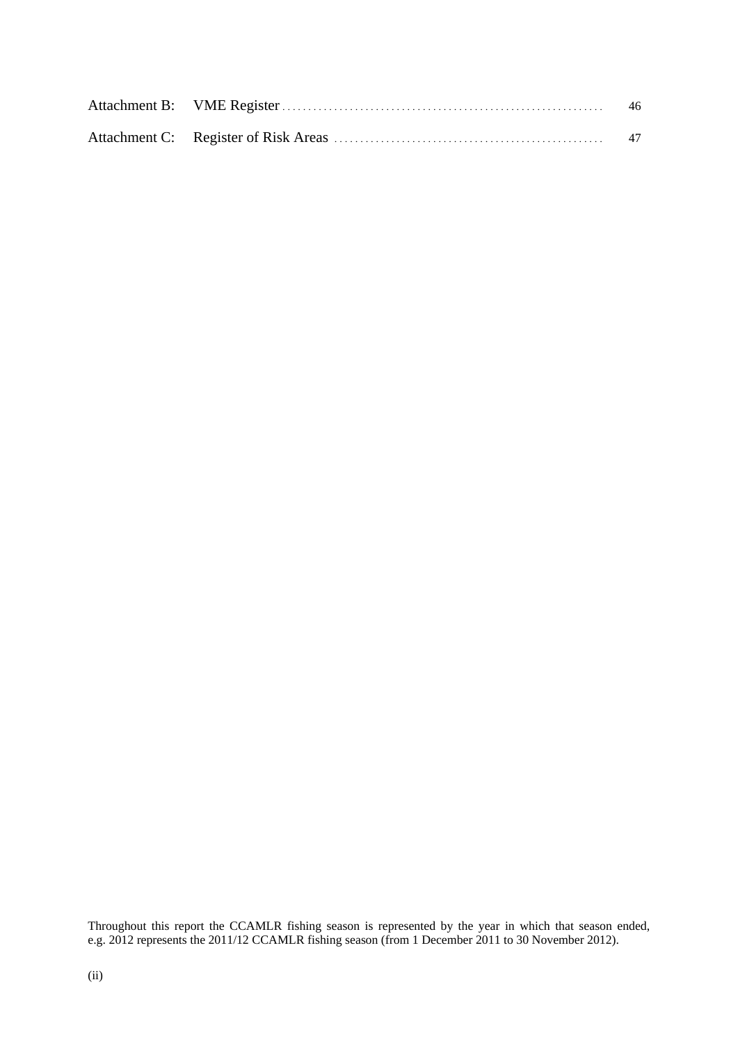| | | |
|---|---|---|
| Attachment B: | VME Register | 46 |
| Attachment C: | Register of Risk Areas | 47 |

Throughout this report the CCAMLR fishing season is represented by the year in which that season ended, e.g. 2012 represents the 2011/12 CCAMLR fishing season (from 1 December 2011 to 30 November 2012).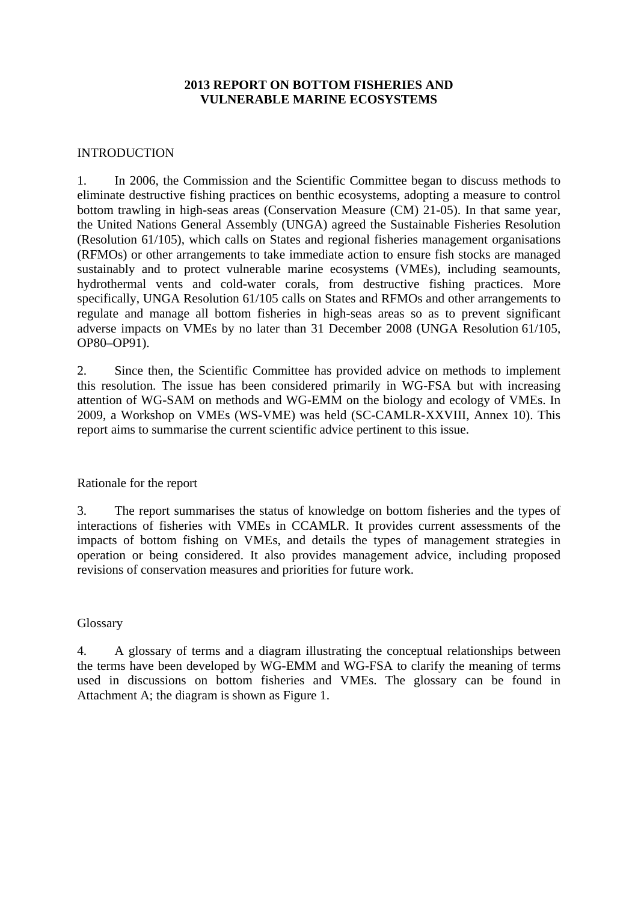# 2013 REPORT ON BOTTOM FISHERIES AND VULNERABLE MARINE ECOSYSTEMS

## INTRODUCTION

1. In 2006, the Commission and the Scientific Committee began to discuss methods to eliminate destructive fishing practices on benthic ecosystems, adopting a measure to control bottom trawling in high-seas areas (Conservation Measure (CM) 21-05). In that same year, the United Nations General Assembly (UNGA) agreed the Sustainable Fisheries Resolution (Resolution 61/105), which calls on States and regional fisheries management organisations (RFMOs) or other arrangements to take immediate action to ensure fish stocks are managed sustainably and to protect vulnerable marine ecosystems (VMEs), including seamounts, hydrothermal vents and cold-water corals, from destructive fishing practices. More specifically, UNGA Resolution 61/105 calls on States and RFMOs and other arrangements to regulate and manage all bottom fisheries in high-seas areas so as to prevent significant adverse impacts on VMEs by no later than 31 December 2008 (UNGA Resolution 61/105, OP80–OP91).

2. Since then, the Scientific Committee has provided advice on methods to implement this resolution. The issue has been considered primarily in WG-FSA but with increasing attention of WG-SAM on methods and WG-EMM on the biology and ecology of VMEs. In 2009, a Workshop on VMEs (WS-VME) was held (SC-CAMLR-XXVIII, Annex 10). This report aims to summarise the current scientific advice pertinent to this issue.

### Rationale for the report

3. The report summarises the status of knowledge on bottom fisheries and the types of interactions of fisheries with VMEs in CCAMLR. It provides current assessments of the impacts of bottom fishing on VMEs, and details the types of management strategies in operation or being considered. It also provides management advice, including proposed revisions of conservation measures and priorities for future work.

### Glossary

4. A glossary of terms and a diagram illustrating the conceptual relationships between the terms have been developed by WG-EMM and WG-FSA to clarify the meaning of terms used in discussions on bottom fisheries and VMEs. The glossary can be found in Attachment A; the diagram is shown as Figure 1.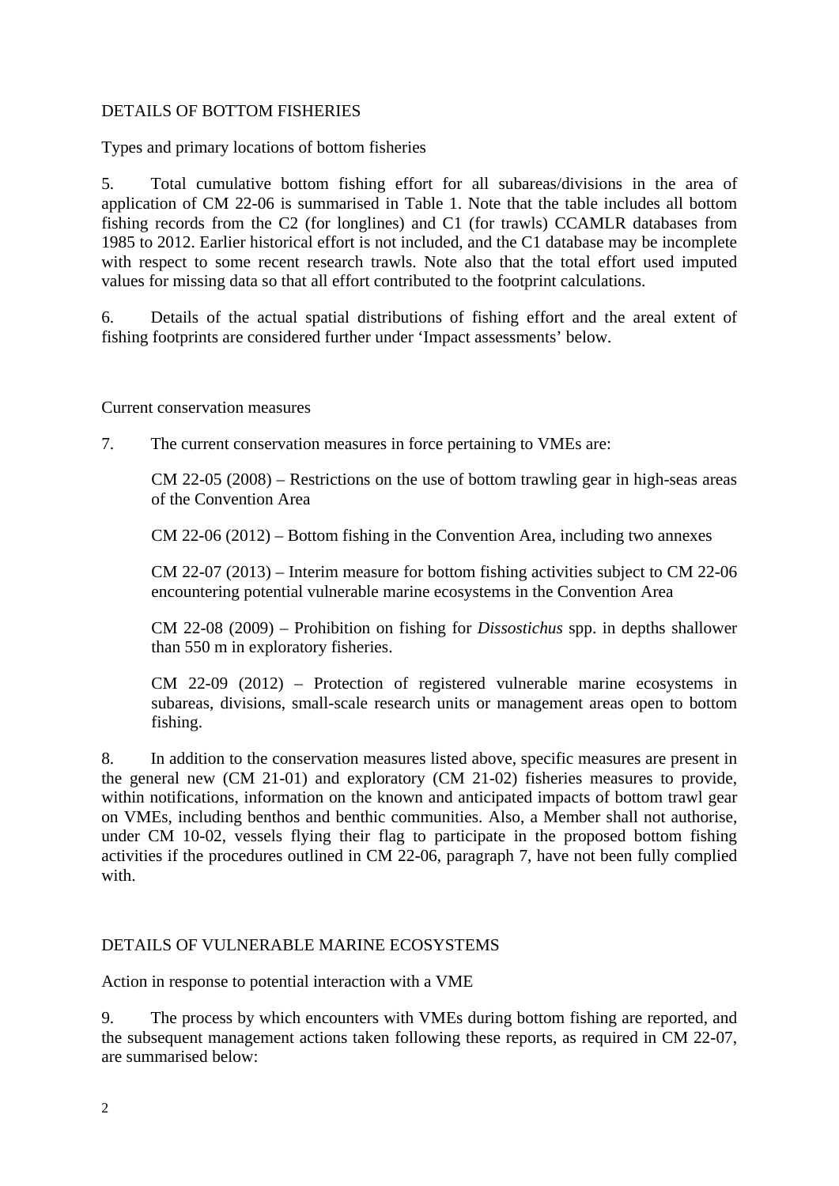## DETAILS OF BOTTOM FISHERIES

### Types and primary locations of bottom fisheries

5. Total cumulative bottom fishing effort for all subareas/divisions in the area of application of CM 22-06 is summarised in Table 1. Note that the table includes all bottom fishing records from the C2 (for longlines) and C1 (for trawls) CCAMLR databases from 1985 to 2012. Earlier historical effort is not included, and the C1 database may be incomplete with respect to some recent research trawls. Note also that the total effort used imputed values for missing data so that all effort contributed to the footprint calculations.

6. Details of the actual spatial distributions of fishing effort and the areal extent of fishing footprints are considered further under 'Impact assessments' below.

### Current conservation measures

7. The current conservation measures in force pertaining to VMEs are:

CM 22-05 (2008) – Restrictions on the use of bottom trawling gear in high-seas areas of the Convention Area

CM 22-06 (2012) – Bottom fishing in the Convention Area, including two annexes

CM 22-07 (2013) – Interim measure for bottom fishing activities subject to CM 22-06 encountering potential vulnerable marine ecosystems in the Convention Area

CM 22-08 (2009) – Prohibition on fishing for *Dissostichus* spp. in depths shallower than 550 m in exploratory fisheries.

CM 22-09 (2012) – Protection of registered vulnerable marine ecosystems in subareas, divisions, small-scale research units or management areas open to bottom fishing.

8. In addition to the conservation measures listed above, specific measures are present in the general new (CM 21-01) and exploratory (CM 21-02) fisheries measures to provide, within notifications, information on the known and anticipated impacts of bottom trawl gear on VMEs, including benthos and benthic communities. Also, a Member shall not authorise, under CM 10-02, vessels flying their flag to participate in the proposed bottom fishing activities if the procedures outlined in CM 22-06, paragraph 7, have not been fully complied with.

## DETAILS OF VULNERABLE MARINE ECOSYSTEMS

### Action in response to potential interaction with a VME

9. The process by which encounters with VMEs during bottom fishing are reported, and the subsequent management actions taken following these reports, as required in CM 22-07, are summarised below: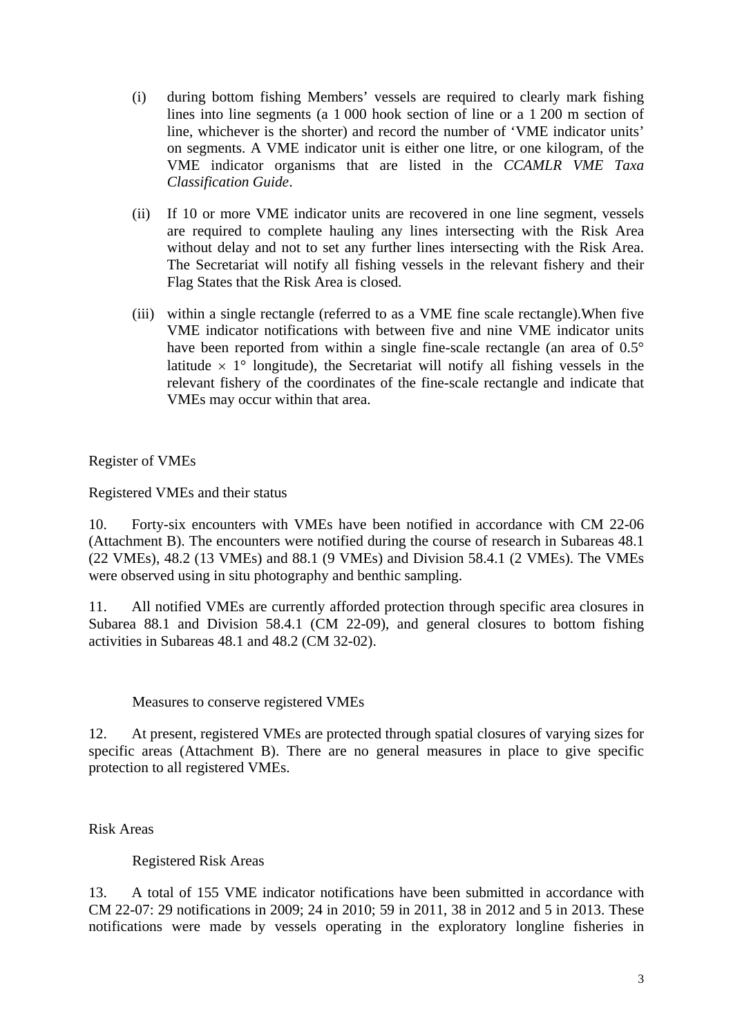(i) during bottom fishing Members' vessels are required to clearly mark fishing lines into line segments (a 1 000 hook section of line or a 1 200 m section of line, whichever is the shorter) and record the number of 'VME indicator units' on segments. A VME indicator unit is either one litre, or one kilogram, of the VME indicator organisms that are listed in the *CCAMLR VME Taxa Classification Guide*.

(ii) If 10 or more VME indicator units are recovered in one line segment, vessels are required to complete hauling any lines intersecting with the Risk Area without delay and not to set any further lines intersecting with the Risk Area. The Secretariat will notify all fishing vessels in the relevant fishery and their Flag States that the Risk Area is closed.

(iii) within a single rectangle (referred to as a VME fine scale rectangle).When five VME indicator notifications with between five and nine VME indicator units have been reported from within a single fine-scale rectangle (an area of 0.5° latitude × 1° longitude), the Secretariat will notify all fishing vessels in the relevant fishery of the coordinates of the fine-scale rectangle and indicate that VMEs may occur within that area.

## Register of VMEs

### Registered VMEs and their status

10. Forty-six encounters with VMEs have been notified in accordance with CM 22-06 (Attachment B). The encounters were notified during the course of research in Subareas 48.1 (22 VMEs), 48.2 (13 VMEs) and 88.1 (9 VMEs) and Division 58.4.1 (2 VMEs). The VMEs were observed using in situ photography and benthic sampling.

11. All notified VMEs are currently afforded protection through specific area closures in Subarea 88.1 and Division 58.4.1 (CM 22-09), and general closures to bottom fishing activities in Subareas 48.1 and 48.2 (CM 32-02).

### Measures to conserve registered VMEs

12. At present, registered VMEs are protected through spatial closures of varying sizes for specific areas (Attachment B). There are no general measures in place to give specific protection to all registered VMEs.

## Risk Areas

### Registered Risk Areas

13. A total of 155 VME indicator notifications have been submitted in accordance with CM 22-07: 29 notifications in 2009; 24 in 2010; 59 in 2011, 38 in 2012 and 5 in 2013. These notifications were made by vessels operating in the exploratory longline fisheries in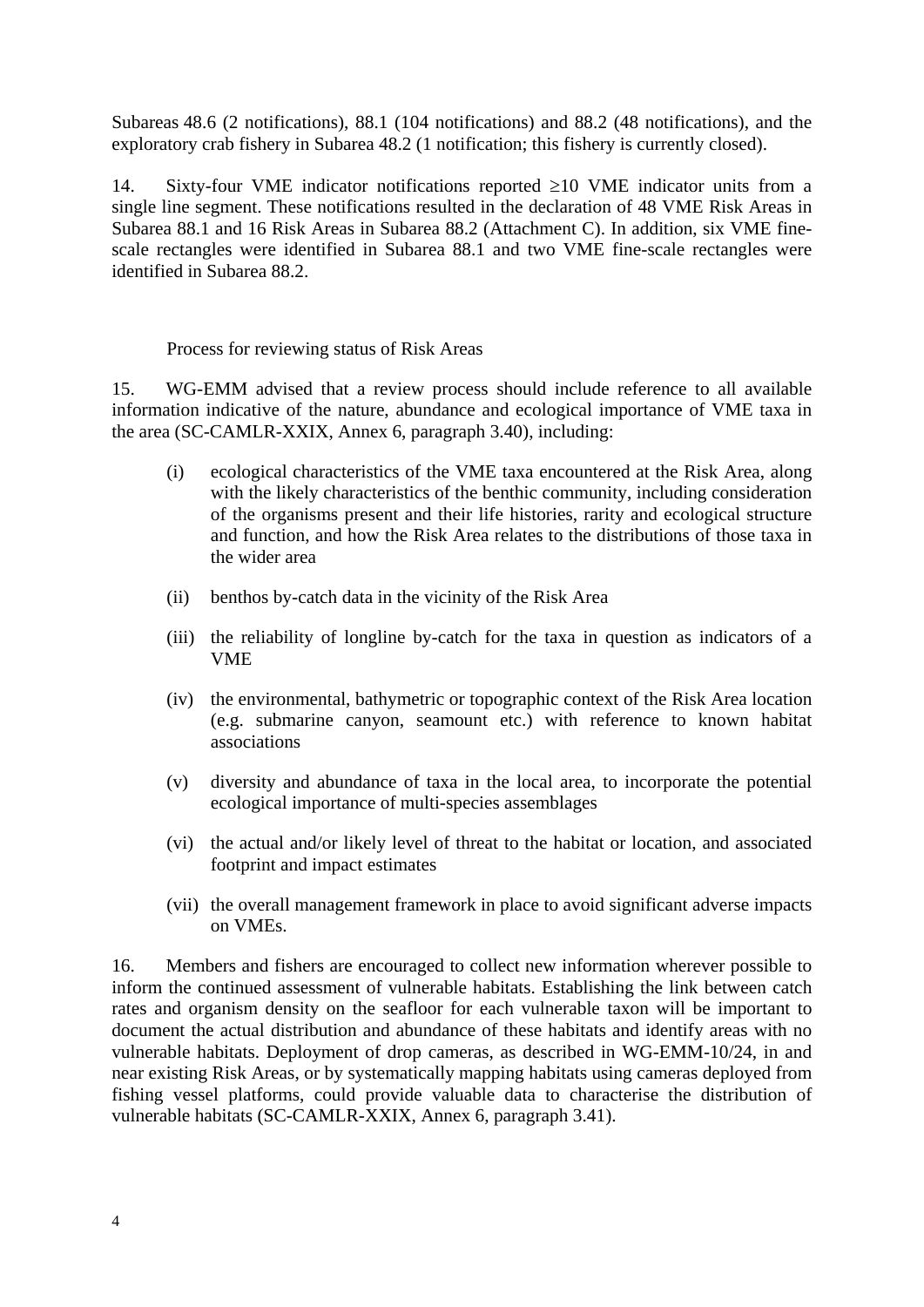Subareas 48.6 (2 notifications), 88.1 (104 notifications) and 88.2 (48 notifications), and the exploratory crab fishery in Subarea 48.2 (1 notification; this fishery is currently closed).

14. Sixty-four VME indicator notifications reported ≥10 VME indicator units from a single line segment. These notifications resulted in the declaration of 48 VME Risk Areas in Subarea 88.1 and 16 Risk Areas in Subarea 88.2 (Attachment C). In addition, six VME fine-scale rectangles were identified in Subarea 88.1 and two VME fine-scale rectangles were identified in Subarea 88.2.

### Process for reviewing status of Risk Areas

15. WG-EMM advised that a review process should include reference to all available information indicative of the nature, abundance and ecological importance of VME taxa in the area (SC-CAMLR-XXIX, Annex 6, paragraph 3.40), including:

(i) ecological characteristics of the VME taxa encountered at the Risk Area, along with the likely characteristics of the benthic community, including consideration of the organisms present and their life histories, rarity and ecological structure and function, and how the Risk Area relates to the distributions of those taxa in the wider area

(ii) benthos by-catch data in the vicinity of the Risk Area

(iii) the reliability of longline by-catch for the taxa in question as indicators of a VME

(iv) the environmental, bathymetric or topographic context of the Risk Area location (e.g. submarine canyon, seamount etc.) with reference to known habitat associations

(v) diversity and abundance of taxa in the local area, to incorporate the potential ecological importance of multi-species assemblages

(vi) the actual and/or likely level of threat to the habitat or location, and associated footprint and impact estimates

(vii) the overall management framework in place to avoid significant adverse impacts on VMEs.

16. Members and fishers are encouraged to collect new information wherever possible to inform the continued assessment of vulnerable habitats. Establishing the link between catch rates and organism density on the seafloor for each vulnerable taxon will be important to document the actual distribution and abundance of these habitats and identify areas with no vulnerable habitats. Deployment of drop cameras, as described in WG-EMM-10/24, in and near existing Risk Areas, or by systematically mapping habitats using cameras deployed from fishing vessel platforms, could provide valuable data to characterise the distribution of vulnerable habitats (SC-CAMLR-XXIX, Annex 6, paragraph 3.41).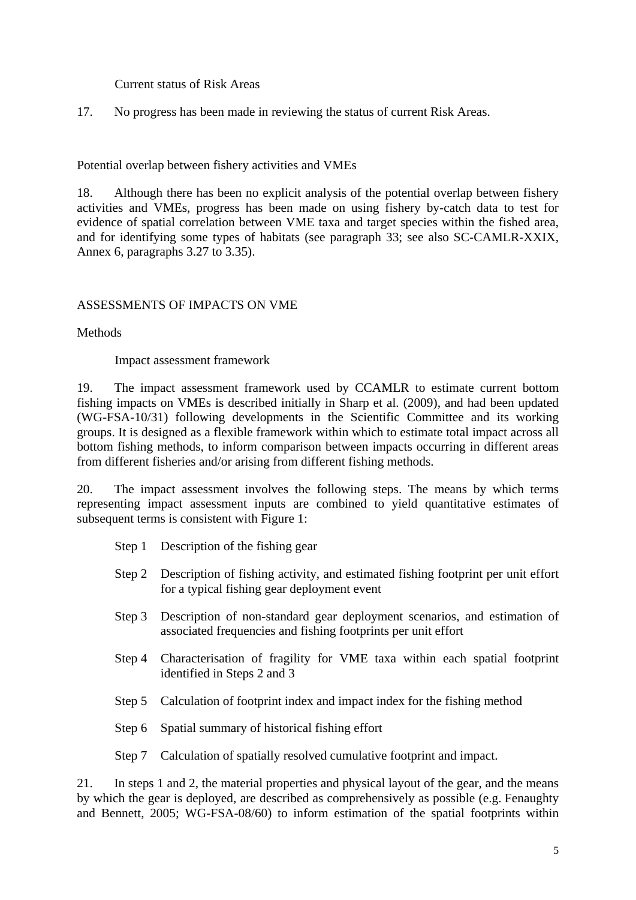Current status of Risk Areas

17. No progress has been made in reviewing the status of current Risk Areas.

Potential overlap between fishery activities and VMEs

18. Although there has been no explicit analysis of the potential overlap between fishery activities and VMEs, progress has been made on using fishery by-catch data to test for evidence of spatial correlation between VME taxa and target species within the fished area, and for identifying some types of habitats (see paragraph 33; see also SC-CAMLR-XXIX, Annex 6, paragraphs 3.27 to 3.35).

## ASSESSMENTS OF IMPACTS ON VME

Methods

Impact assessment framework

19. The impact assessment framework used by CCAMLR to estimate current bottom fishing impacts on VMEs is described initially in Sharp et al. (2009), and had been updated (WG-FSA-10/31) following developments in the Scientific Committee and its working groups. It is designed as a flexible framework within which to estimate total impact across all bottom fishing methods, to inform comparison between impacts occurring in different areas from different fisheries and/or arising from different fishing methods.

20. The impact assessment involves the following steps. The means by which terms representing impact assessment inputs are combined to yield quantitative estimates of subsequent terms is consistent with Figure 1:

- Step 1 Description of the fishing gear
- Step 2 Description of fishing activity, and estimated fishing footprint per unit effort for a typical fishing gear deployment event
- Step 3 Description of non-standard gear deployment scenarios, and estimation of associated frequencies and fishing footprints per unit effort
- Step 4 Characterisation of fragility for VME taxa within each spatial footprint identified in Steps 2 and 3
- Step 5 Calculation of footprint index and impact index for the fishing method
- Step 6 Spatial summary of historical fishing effort
- Step 7 Calculation of spatially resolved cumulative footprint and impact.

21. In steps 1 and 2, the material properties and physical layout of the gear, and the means by which the gear is deployed, are described as comprehensively as possible (e.g. Fenaughty and Bennett, 2005; WG-FSA-08/60) to inform estimation of the spatial footprints within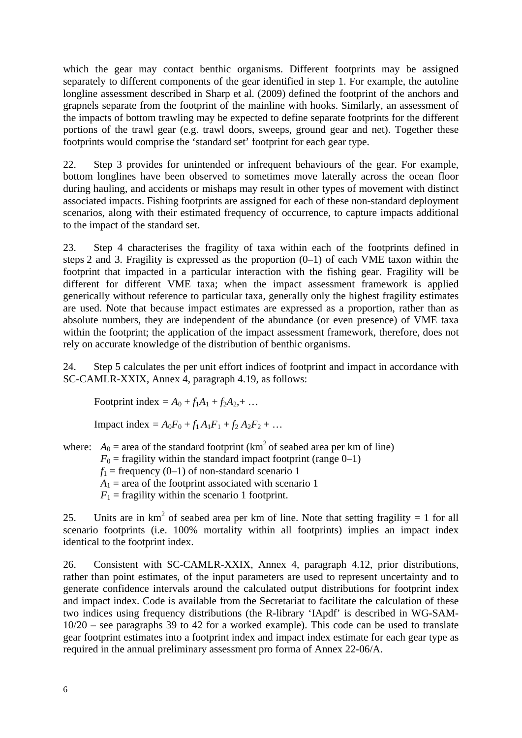which the gear may contact benthic organisms. Different footprints may be assigned separately to different components of the gear identified in step 1. For example, the autoline longline assessment described in Sharp et al. (2009) defined the footprint of the anchors and grapnels separate from the footprint of the mainline with hooks. Similarly, an assessment of the impacts of bottom trawling may be expected to define separate footprints for the different portions of the trawl gear (e.g. trawl doors, sweeps, ground gear and net). Together these footprints would comprise the 'standard set' footprint for each gear type.

22. Step 3 provides for unintended or infrequent behaviours of the gear. For example, bottom longlines have been observed to sometimes move laterally across the ocean floor during hauling, and accidents or mishaps may result in other types of movement with distinct associated impacts. Fishing footprints are assigned for each of these non-standard deployment scenarios, along with their estimated frequency of occurrence, to capture impacts additional to the impact of the standard set.

23. Step 4 characterises the fragility of taxa within each of the footprints defined in steps 2 and 3. Fragility is expressed as the proportion (0–1) of each VME taxon within the footprint that impacted in a particular interaction with the fishing gear. Fragility will be different for different VME taxa; when the impact assessment framework is applied generically without reference to particular taxa, generally only the highest fragility estimates are used. Note that because impact estimates are expressed as a proportion, rather than as absolute numbers, they are independent of the abundance (or even presence) of VME taxa within the footprint; the application of the impact assessment framework, therefore, does not rely on accurate knowledge of the distribution of benthic organisms.

24. Step 5 calculates the per unit effort indices of footprint and impact in accordance with SC-CAMLR-XXIX, Annex 4, paragraph 4.19, as follows:

$$\text{Footprint index} = A_0 + f_1A_1 + f_2A_2,+ \ldots$$

$$\text{Impact index} = A_0F_0 + f_1 A_1F_1 + f_2 A_2F_2 + \ldots$$

where:
- $A_0$ = area of the standard footprint (km$^2$ of seabed area per km of line)
- $F_0$ = fragility within the standard impact footprint (range 0–1)
- $f_1$ = frequency (0–1) of non-standard scenario 1
- $A_1$ = area of the footprint associated with scenario 1
- $F_1$ = fragility within the scenario 1 footprint.

25. Units are in km$^2$ of seabed area per km of line. Note that setting fragility = 1 for all scenario footprints (i.e. 100% mortality within all footprints) implies an impact index identical to the footprint index.

26. Consistent with SC-CAMLR-XXIX, Annex 4, paragraph 4.12, prior distributions, rather than point estimates, of the input parameters are used to represent uncertainty and to generate confidence intervals around the calculated output distributions for footprint index and impact index. Code is available from the Secretariat to facilitate the calculation of these two indices using frequency distributions (the R-library 'IApdf' is described in WG-SAM-10/20 – see paragraphs 39 to 42 for a worked example). This code can be used to translate gear footprint estimates into a footprint index and impact index estimate for each gear type as required in the annual preliminary assessment pro forma of Annex 22-06/A.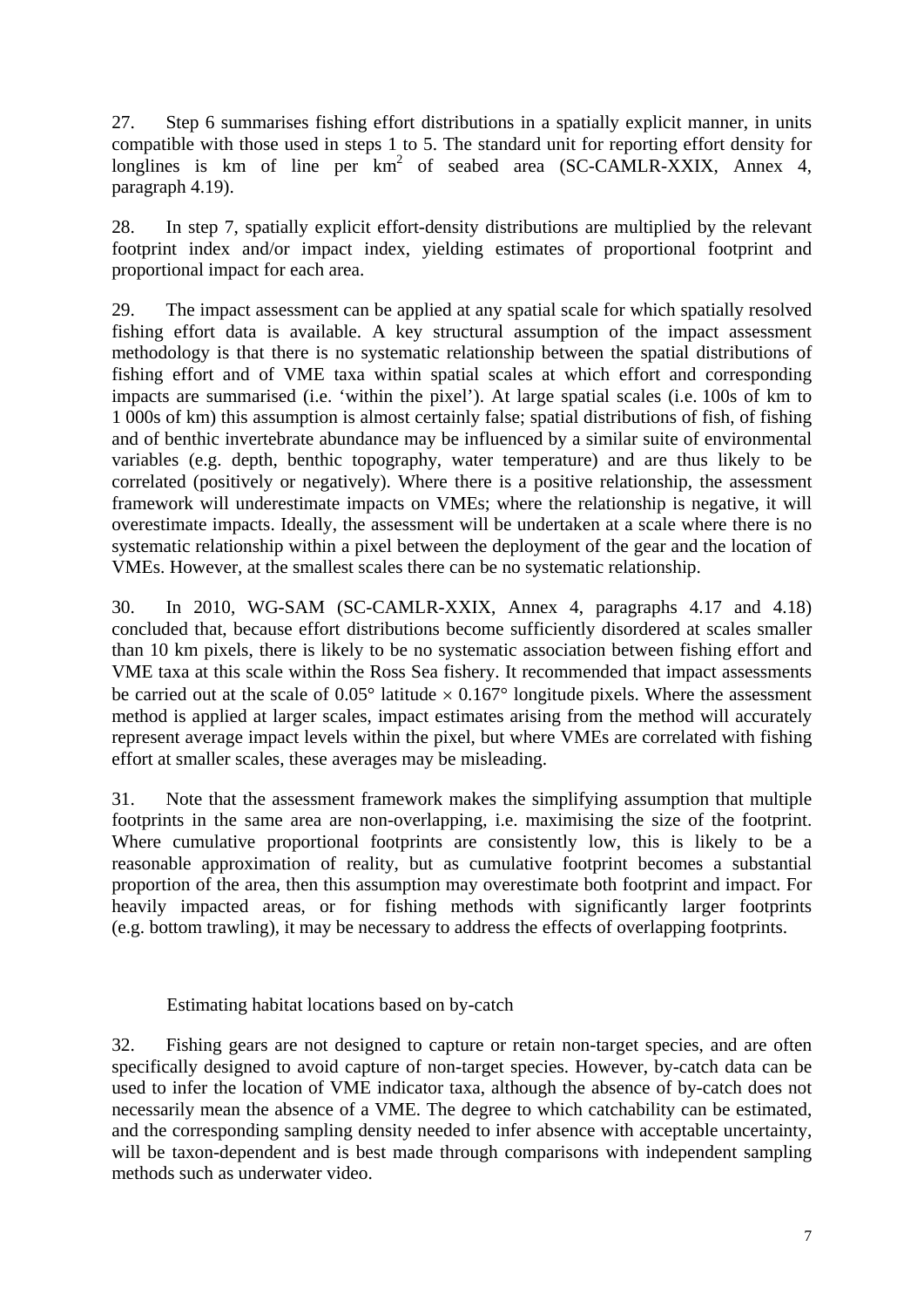27. Step 6 summarises fishing effort distributions in a spatially explicit manner, in units compatible with those used in steps 1 to 5. The standard unit for reporting effort density for longlines is km of line per $km^2$ of seabed area (SC-CAMLR-XXIX, Annex 4, paragraph 4.19).

28. In step 7, spatially explicit effort-density distributions are multiplied by the relevant footprint index and/or impact index, yielding estimates of proportional footprint and proportional impact for each area.

29. The impact assessment can be applied at any spatial scale for which spatially resolved fishing effort data is available. A key structural assumption of the impact assessment methodology is that there is no systematic relationship between the spatial distributions of fishing effort and of VME taxa within spatial scales at which effort and corresponding impacts are summarised (i.e. 'within the pixel'). At large spatial scales (i.e. 100s of km to 1 000s of km) this assumption is almost certainly false; spatial distributions of fish, of fishing and of benthic invertebrate abundance may be influenced by a similar suite of environmental variables (e.g. depth, benthic topography, water temperature) and are thus likely to be correlated (positively or negatively). Where there is a positive relationship, the assessment framework will underestimate impacts on VMEs; where the relationship is negative, it will overestimate impacts. Ideally, the assessment will be undertaken at a scale where there is no systematic relationship within a pixel between the deployment of the gear and the location of VMEs. However, at the smallest scales there can be no systematic relationship.

30. In 2010, WG-SAM (SC-CAMLR-XXIX, Annex 4, paragraphs 4.17 and 4.18) concluded that, because effort distributions become sufficiently disordered at scales smaller than 10 km pixels, there is likely to be no systematic association between fishing effort and VME taxa at this scale within the Ross Sea fishery. It recommended that impact assessments be carried out at the scale of 0.05° latitude × 0.167° longitude pixels. Where the assessment method is applied at larger scales, impact estimates arising from the method will accurately represent average impact levels within the pixel, but where VMEs are correlated with fishing effort at smaller scales, these averages may be misleading.

31. Note that the assessment framework makes the simplifying assumption that multiple footprints in the same area are non-overlapping, i.e. maximising the size of the footprint. Where cumulative proportional footprints are consistently low, this is likely to be a reasonable approximation of reality, but as cumulative footprint becomes a substantial proportion of the area, then this assumption may overestimate both footprint and impact. For heavily impacted areas, or for fishing methods with significantly larger footprints (e.g. bottom trawling), it may be necessary to address the effects of overlapping footprints.

### Estimating habitat locations based on by-catch

32. Fishing gears are not designed to capture or retain non-target species, and are often specifically designed to avoid capture of non-target species. However, by-catch data can be used to infer the location of VME indicator taxa, although the absence of by-catch does not necessarily mean the absence of a VME. The degree to which catchability can be estimated, and the corresponding sampling density needed to infer absence with acceptable uncertainty, will be taxon-dependent and is best made through comparisons with independent sampling methods such as underwater video.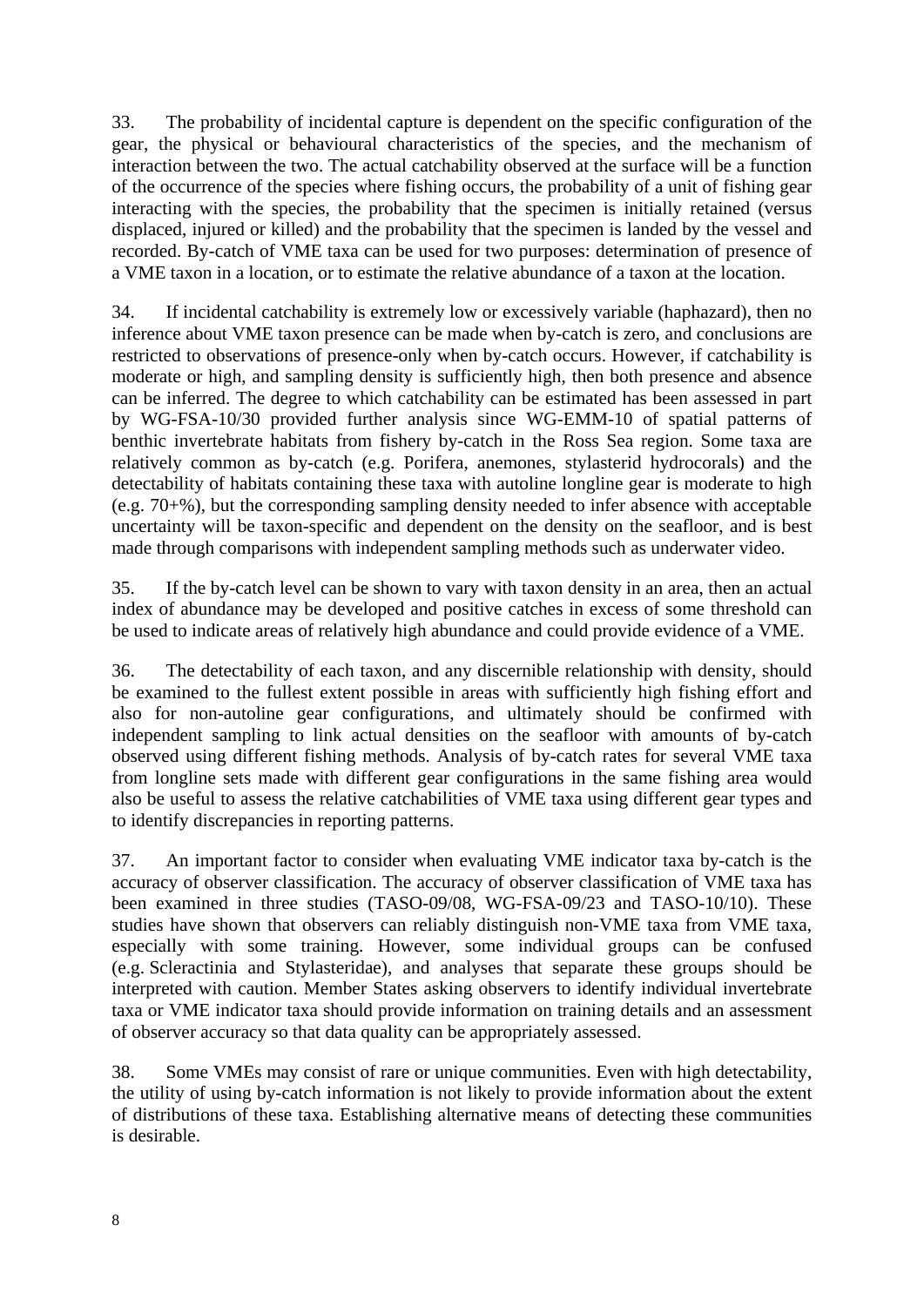33. The probability of incidental capture is dependent on the specific configuration of the gear, the physical or behavioural characteristics of the species, and the mechanism of interaction between the two. The actual catchability observed at the surface will be a function of the occurrence of the species where fishing occurs, the probability of a unit of fishing gear interacting with the species, the probability that the specimen is initially retained (versus displaced, injured or killed) and the probability that the specimen is landed by the vessel and recorded. By-catch of VME taxa can be used for two purposes: determination of presence of a VME taxon in a location, or to estimate the relative abundance of a taxon at the location.

34. If incidental catchability is extremely low or excessively variable (haphazard), then no inference about VME taxon presence can be made when by-catch is zero, and conclusions are restricted to observations of presence-only when by-catch occurs. However, if catchability is moderate or high, and sampling density is sufficiently high, then both presence and absence can be inferred. The degree to which catchability can be estimated has been assessed in part by WG-FSA-10/30 provided further analysis since WG-EMM-10 of spatial patterns of benthic invertebrate habitats from fishery by-catch in the Ross Sea region. Some taxa are relatively common as by-catch (e.g. Porifera, anemones, stylasterid hydrocorals) and the detectability of habitats containing these taxa with autoline longline gear is moderate to high (e.g. 70+%), but the corresponding sampling density needed to infer absence with acceptable uncertainty will be taxon-specific and dependent on the density on the seafloor, and is best made through comparisons with independent sampling methods such as underwater video.

35. If the by-catch level can be shown to vary with taxon density in an area, then an actual index of abundance may be developed and positive catches in excess of some threshold can be used to indicate areas of relatively high abundance and could provide evidence of a VME.

36. The detectability of each taxon, and any discernible relationship with density, should be examined to the fullest extent possible in areas with sufficiently high fishing effort and also for non-autoline gear configurations, and ultimately should be confirmed with independent sampling to link actual densities on the seafloor with amounts of by-catch observed using different fishing methods. Analysis of by-catch rates for several VME taxa from longline sets made with different gear configurations in the same fishing area would also be useful to assess the relative catchabilities of VME taxa using different gear types and to identify discrepancies in reporting patterns.

37. An important factor to consider when evaluating VME indicator taxa by-catch is the accuracy of observer classification. The accuracy of observer classification of VME taxa has been examined in three studies (TASO-09/08, WG-FSA-09/23 and TASO-10/10). These studies have shown that observers can reliably distinguish non-VME taxa from VME taxa, especially with some training. However, some individual groups can be confused (e.g. Scleractinia and Stylasteridae), and analyses that separate these groups should be interpreted with caution. Member States asking observers to identify individual invertebrate taxa or VME indicator taxa should provide information on training details and an assessment of observer accuracy so that data quality can be appropriately assessed.

38. Some VMEs may consist of rare or unique communities. Even with high detectability, the utility of using by-catch information is not likely to provide information about the extent of distributions of these taxa. Establishing alternative means of detecting these communities is desirable.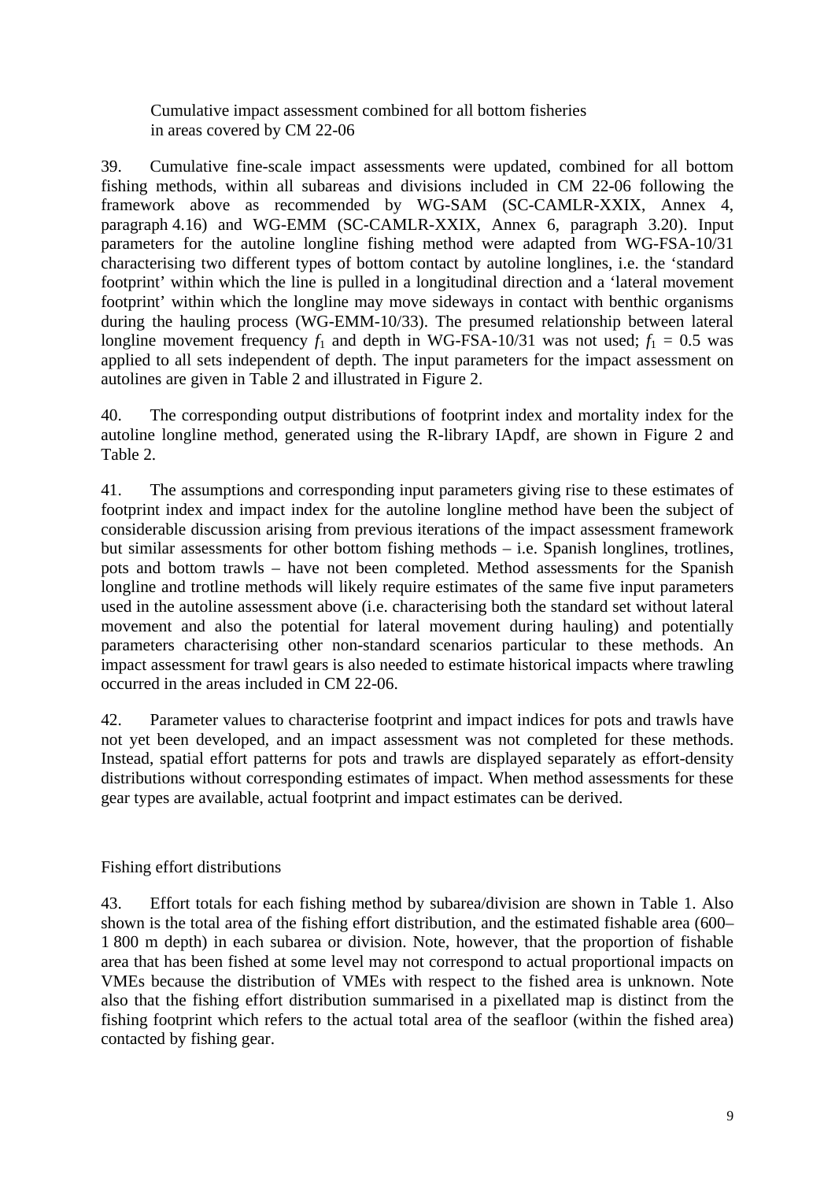### Cumulative impact assessment combined for all bottom fisheries in areas covered by CM 22-06

39. Cumulative fine-scale impact assessments were updated, combined for all bottom fishing methods, within all subareas and divisions included in CM 22-06 following the framework above as recommended by WG-SAM (SC-CAMLR-XXIX, Annex 4, paragraph 4.16) and WG-EMM (SC-CAMLR-XXIX, Annex 6, paragraph 3.20). Input parameters for the autoline longline fishing method were adapted from WG-FSA-10/31 characterising two different types of bottom contact by autoline longlines, i.e. the 'standard footprint' within which the line is pulled in a longitudinal direction and a 'lateral movement footprint' within which the longline may move sideways in contact with benthic organisms during the hauling process (WG-EMM-10/33). The presumed relationship between lateral longline movement frequency $f_1$ and depth in WG-FSA-10/31 was not used; $f_1 = 0.5$ was applied to all sets independent of depth. The input parameters for the impact assessment on autolines are given in Table 2 and illustrated in Figure 2.

40. The corresponding output distributions of footprint index and mortality index for the autoline longline method, generated using the R-library IApdf, are shown in Figure 2 and Table 2.

41. The assumptions and corresponding input parameters giving rise to these estimates of footprint index and impact index for the autoline longline method have been the subject of considerable discussion arising from previous iterations of the impact assessment framework but similar assessments for other bottom fishing methods – i.e. Spanish longlines, trotlines, pots and bottom trawls – have not been completed. Method assessments for the Spanish longline and trotline methods will likely require estimates of the same five input parameters used in the autoline assessment above (i.e. characterising both the standard set without lateral movement and also the potential for lateral movement during hauling) and potentially parameters characterising other non-standard scenarios particular to these methods. An impact assessment for trawl gears is also needed to estimate historical impacts where trawling occurred in the areas included in CM 22-06.

42. Parameter values to characterise footprint and impact indices for pots and trawls have not yet been developed, and an impact assessment was not completed for these methods. Instead, spatial effort patterns for pots and trawls are displayed separately as effort-density distributions without corresponding estimates of impact. When method assessments for these gear types are available, actual footprint and impact estimates can be derived.

### Fishing effort distributions

43. Effort totals for each fishing method by subarea/division are shown in Table 1. Also shown is the total area of the fishing effort distribution, and the estimated fishable area (600–1 800 m depth) in each subarea or division. Note, however, that the proportion of fishable area that has been fished at some level may not correspond to actual proportional impacts on VMEs because the distribution of VMEs with respect to the fished area is unknown. Note also that the fishing effort distribution summarised in a pixellated map is distinct from the fishing footprint which refers to the actual total area of the seafloor (within the fished area) contacted by fishing gear.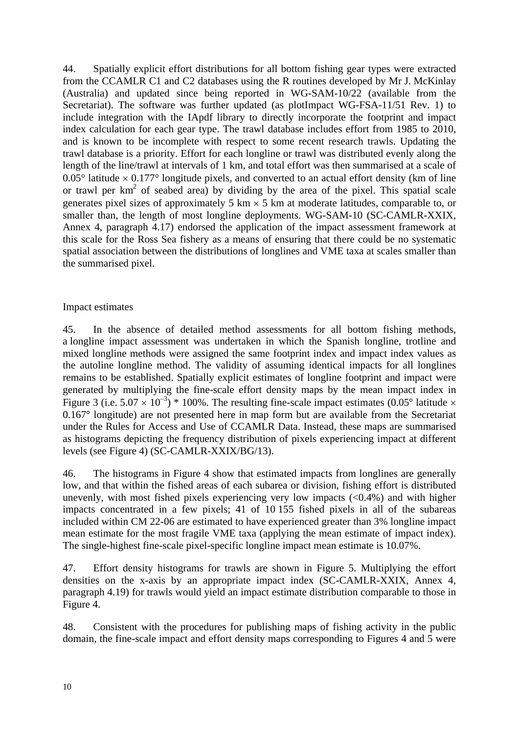44. Spatially explicit effort distributions for all bottom fishing gear types were extracted from the CCAMLR C1 and C2 databases using the R routines developed by Mr J. McKinlay (Australia) and updated since being reported in WG-SAM-10/22 (available from the Secretariat). The software was further updated (as plotImpact WG-FSA-11/51 Rev. 1) to include integration with the IApdf library to directly incorporate the footprint and impact index calculation for each gear type. The trawl database includes effort from 1985 to 2010, and is known to be incomplete with respect to some recent research trawls. Updating the trawl database is a priority. Effort for each longline or trawl was distributed evenly along the length of the line/trawl at intervals of 1 km, and total effort was then summarised at a scale of 0.05° latitude × 0.177° longitude pixels, and converted to an actual effort density (km of line or trawl per km$^2$ of seabed area) by dividing by the area of the pixel. This spatial scale generates pixel sizes of approximately 5 km × 5 km at moderate latitudes, comparable to, or smaller than, the length of most longline deployments. WG-SAM-10 (SC-CAMLR-XXIX, Annex 4, paragraph 4.17) endorsed the application of the impact assessment framework at this scale for the Ross Sea fishery as a means of ensuring that there could be no systematic spatial association between the distributions of longlines and VME taxa at scales smaller than the summarised pixel.

Impact estimates

45. In the absence of detailed method assessments for all bottom fishing methods, a longline impact assessment was undertaken in which the Spanish longline, trotline and mixed longline methods were assigned the same footprint index and impact index values as the autoline longline method. The validity of assuming identical impacts for all longlines remains to be established. Spatially explicit estimates of longline footprint and impact were generated by multiplying the fine-scale effort density maps by the mean impact index in Figure 3 (i.e. $5.07 \times 10^{-3}$) * 100%. The resulting fine-scale impact estimates (0.05° latitude × 0.167° longitude) are not presented here in map form but are available from the Secretariat under the Rules for Access and Use of CCAMLR Data. Instead, these maps are summarised as histograms depicting the frequency distribution of pixels experiencing impact at different levels (see Figure 4) (SC-CAMLR-XXIX/BG/13).

46. The histograms in Figure 4 show that estimated impacts from longlines are generally low, and that within the fished areas of each subarea or division, fishing effort is distributed unevenly, with most fished pixels experiencing very low impacts (<0.4%) and with higher impacts concentrated in a few pixels; 41 of 10 155 fished pixels in all of the subareas included within CM 22-06 are estimated to have experienced greater than 3% longline impact mean estimate for the most fragile VME taxa (applying the mean estimate of impact index). The single-highest fine-scale pixel-specific longline impact mean estimate is 10.07%.

47. Effort density histograms for trawls are shown in Figure 5. Multiplying the effort densities on the x-axis by an appropriate impact index (SC-CAMLR-XXIX, Annex 4, paragraph 4.19) for trawls would yield an impact estimate distribution comparable to those in Figure 4.

48. Consistent with the procedures for publishing maps of fishing activity in the public domain, the fine-scale impact and effort density maps corresponding to Figures 4 and 5 were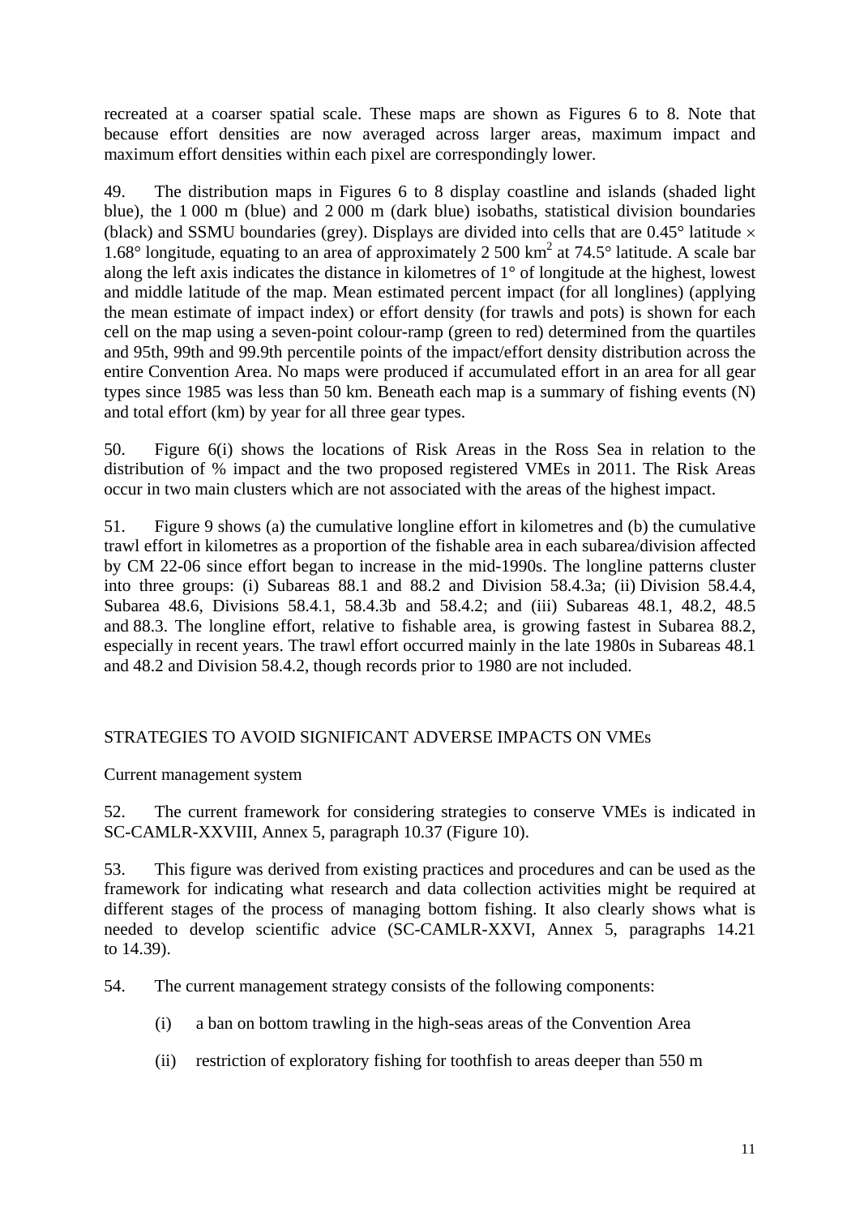recreated at a coarser spatial scale. These maps are shown as Figures 6 to 8. Note that because effort densities are now averaged across larger areas, maximum impact and maximum effort densities within each pixel are correspondingly lower.

49. The distribution maps in Figures 6 to 8 display coastline and islands (shaded light blue), the 1 000 m (blue) and 2 000 m (dark blue) isobaths, statistical division boundaries (black) and SSMU boundaries (grey). Displays are divided into cells that are 0.45° latitude × 1.68° longitude, equating to an area of approximately 2 500 km$^2$ at 74.5° latitude. A scale bar along the left axis indicates the distance in kilometres of 1° of longitude at the highest, lowest and middle latitude of the map. Mean estimated percent impact (for all longlines) (applying the mean estimate of impact index) or effort density (for trawls and pots) is shown for each cell on the map using a seven-point colour-ramp (green to red) determined from the quartiles and 95th, 99th and 99.9th percentile points of the impact/effort density distribution across the entire Convention Area. No maps were produced if accumulated effort in an area for all gear types since 1985 was less than 50 km. Beneath each map is a summary of fishing events (N) and total effort (km) by year for all three gear types.

50. Figure 6(i) shows the locations of Risk Areas in the Ross Sea in relation to the distribution of % impact and the two proposed registered VMEs in 2011. The Risk Areas occur in two main clusters which are not associated with the areas of the highest impact.

51. Figure 9 shows (a) the cumulative longline effort in kilometres and (b) the cumulative trawl effort in kilometres as a proportion of the fishable area in each subarea/division affected by CM 22-06 since effort began to increase in the mid-1990s. The longline patterns cluster into three groups: (i) Subareas 88.1 and 88.2 and Division 58.4.3a; (ii) Division 58.4.4, Subarea 48.6, Divisions 58.4.1, 58.4.3b and 58.4.2; and (iii) Subareas 48.1, 48.2, 48.5 and 88.3. The longline effort, relative to fishable area, is growing fastest in Subarea 88.2, especially in recent years. The trawl effort occurred mainly in the late 1980s in Subareas 48.1 and 48.2 and Division 58.4.2, though records prior to 1980 are not included.

## STRATEGIES TO AVOID SIGNIFICANT ADVERSE IMPACTS ON VMEs

### Current management system

52. The current framework for considering strategies to conserve VMEs is indicated in SC-CAMLR-XXVIII, Annex 5, paragraph 10.37 (Figure 10).

53. This figure was derived from existing practices and procedures and can be used as the framework for indicating what research and data collection activities might be required at different stages of the process of managing bottom fishing. It also clearly shows what is needed to develop scientific advice (SC-CAMLR-XXVI, Annex 5, paragraphs 14.21 to 14.39).

54. The current management strategy consists of the following components:

(i) a ban on bottom trawling in the high-seas areas of the Convention Area

(ii) restriction of exploratory fishing for toothfish to areas deeper than 550 m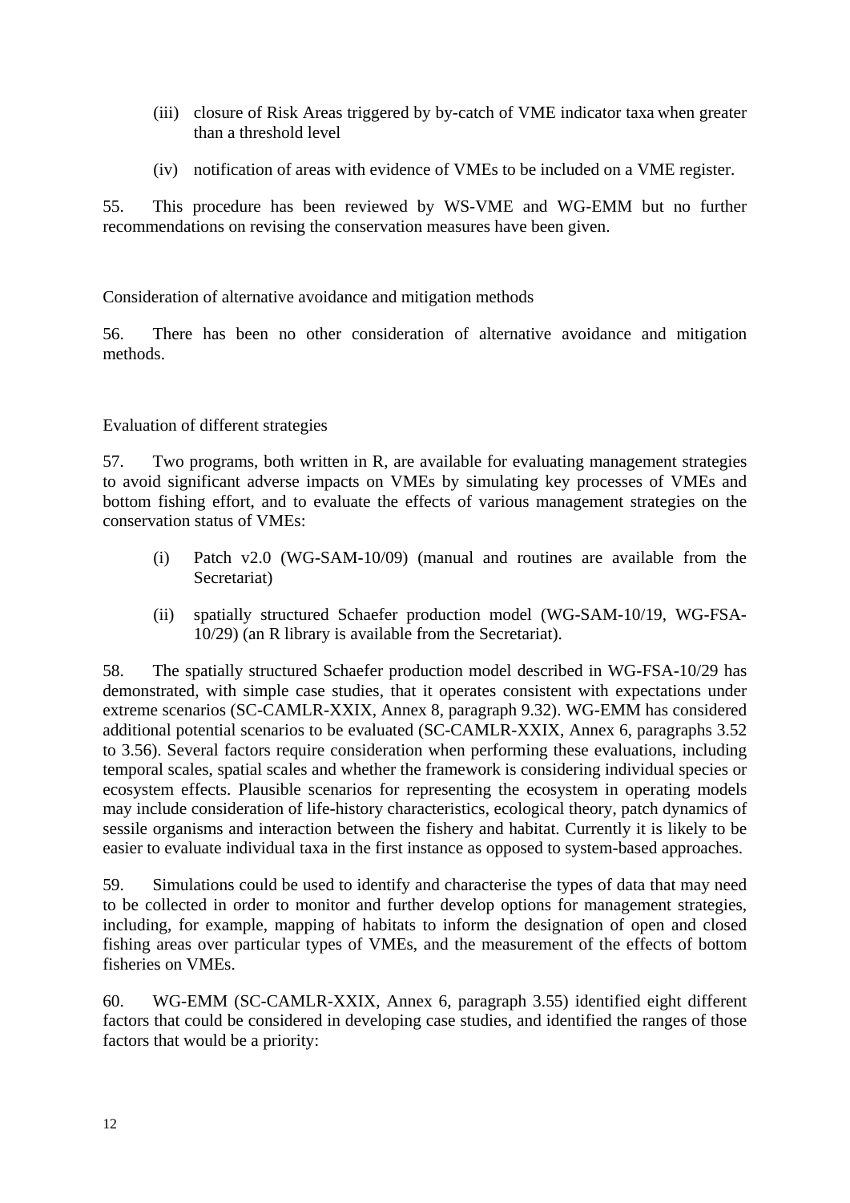(iii) closure of Risk Areas triggered by by-catch of VME indicator taxa when greater than a threshold level

(iv) notification of areas with evidence of VMEs to be included on a VME register.

55. This procedure has been reviewed by WS-VME and WG-EMM but no further recommendations on revising the conservation measures have been given.

Consideration of alternative avoidance and mitigation methods

56. There has been no other consideration of alternative avoidance and mitigation methods.

Evaluation of different strategies

57. Two programs, both written in R, are available for evaluating management strategies to avoid significant adverse impacts on VMEs by simulating key processes of VMEs and bottom fishing effort, and to evaluate the effects of various management strategies on the conservation status of VMEs:

(i) Patch v2.0 (WG-SAM-10/09) (manual and routines are available from the Secretariat)

(ii) spatially structured Schaefer production model (WG-SAM-10/19, WG-FSA-10/29) (an R library is available from the Secretariat).

58. The spatially structured Schaefer production model described in WG-FSA-10/29 has demonstrated, with simple case studies, that it operates consistent with expectations under extreme scenarios (SC-CAMLR-XXIX, Annex 8, paragraph 9.32). WG-EMM has considered additional potential scenarios to be evaluated (SC-CAMLR-XXIX, Annex 6, paragraphs 3.52 to 3.56). Several factors require consideration when performing these evaluations, including temporal scales, spatial scales and whether the framework is considering individual species or ecosystem effects. Plausible scenarios for representing the ecosystem in operating models may include consideration of life-history characteristics, ecological theory, patch dynamics of sessile organisms and interaction between the fishery and habitat. Currently it is likely to be easier to evaluate individual taxa in the first instance as opposed to system-based approaches.

59. Simulations could be used to identify and characterise the types of data that may need to be collected in order to monitor and further develop options for management strategies, including, for example, mapping of habitats to inform the designation of open and closed fishing areas over particular types of VMEs, and the measurement of the effects of bottom fisheries on VMEs.

60. WG-EMM (SC-CAMLR-XXIX, Annex 6, paragraph 3.55) identified eight different factors that could be considered in developing case studies, and identified the ranges of those factors that would be a priority: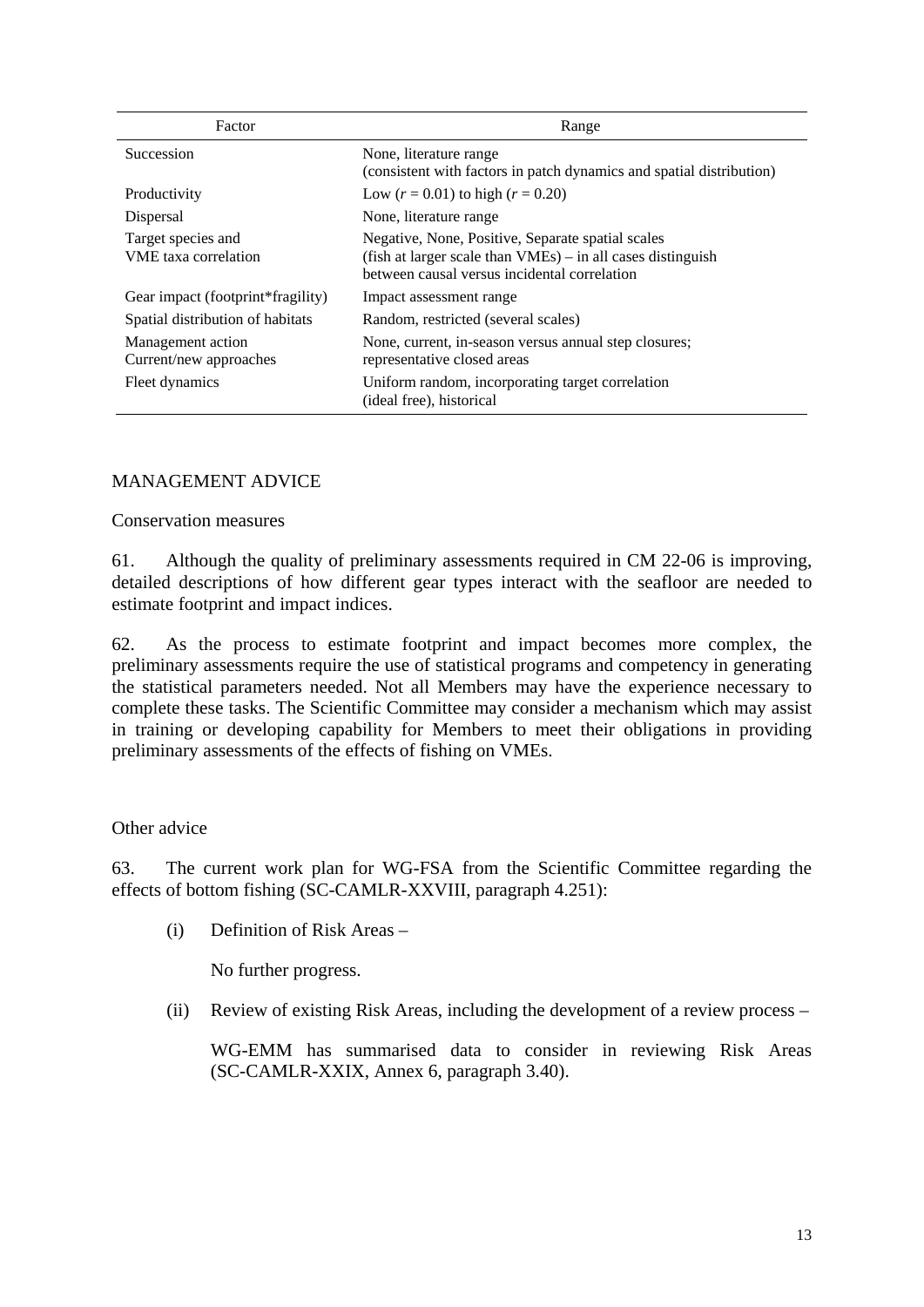| Factor | Range |
|---|---|
| Succession | None, literature range (consistent with factors in patch dynamics and spatial distribution) |
| Productivity | Low ($r = 0.01$) to high ($r = 0.20$) |
| Dispersal | None, literature range |
| Target species and VME taxa correlation | Negative, None, Positive, Separate spatial scales (fish at larger scale than VMEs) – in all cases distinguish between causal versus incidental correlation |
| Gear impact (footprint*fragility) | Impact assessment range |
| Spatial distribution of habitats | Random, restricted (several scales) |
| Management action Current/new approaches | None, current, in-season versus annual step closures; representative closed areas |
| Fleet dynamics | Uniform random, incorporating target correlation (ideal free), historical |

## MANAGEMENT ADVICE

### Conservation measures

61. Although the quality of preliminary assessments required in CM 22-06 is improving, detailed descriptions of how different gear types interact with the seafloor are needed to estimate footprint and impact indices.

62. As the process to estimate footprint and impact becomes more complex, the preliminary assessments require the use of statistical programs and competency in generating the statistical parameters needed. Not all Members may have the experience necessary to complete these tasks. The Scientific Committee may consider a mechanism which may assist in training or developing capability for Members to meet their obligations in providing preliminary assessments of the effects of fishing on VMEs.

### Other advice

63. The current work plan for WG-FSA from the Scientific Committee regarding the effects of bottom fishing (SC-CAMLR-XXVIII, paragraph 4.251):

(i) Definition of Risk Areas –

No further progress.

(ii) Review of existing Risk Areas, including the development of a review process –

WG-EMM has summarised data to consider in reviewing Risk Areas (SC-CAMLR-XXIX, Annex 6, paragraph 3.40).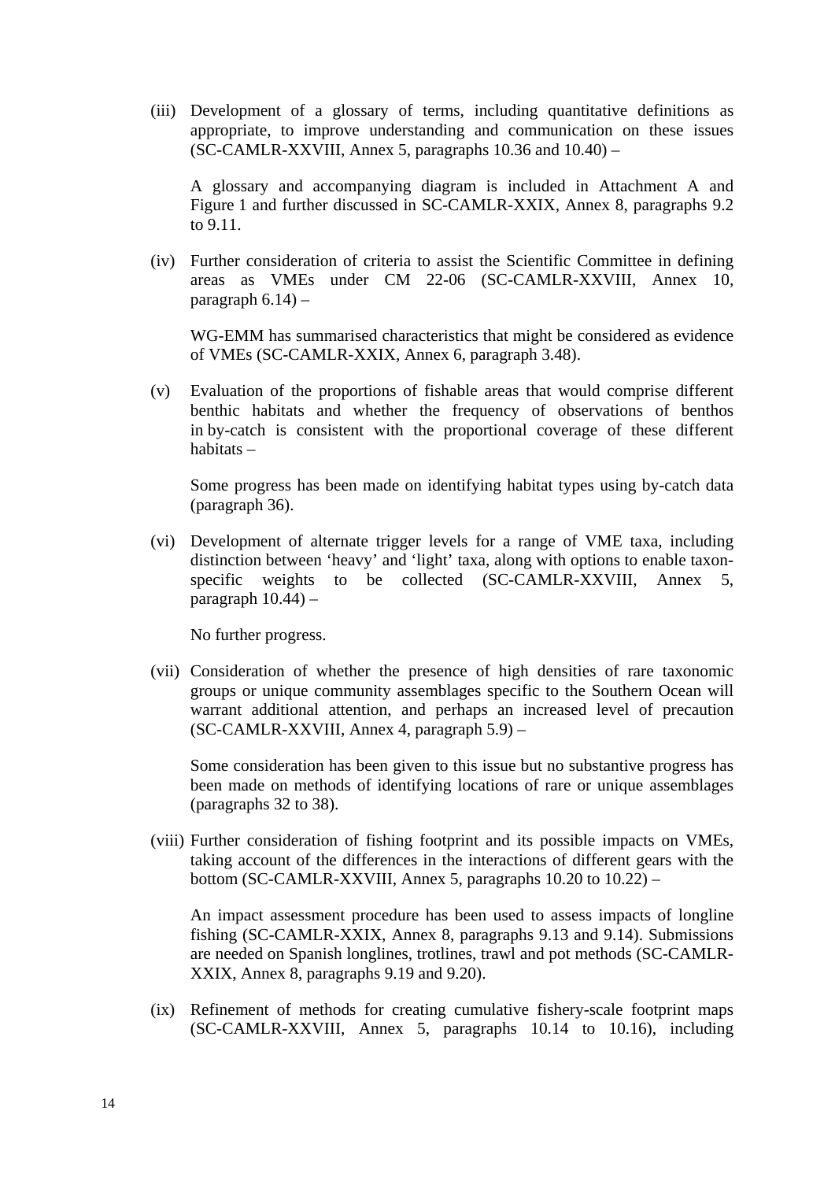(iii) Development of a glossary of terms, including quantitative definitions as appropriate, to improve understanding and communication on these issues (SC-CAMLR-XXVIII, Annex 5, paragraphs 10.36 and 10.40) –

A glossary and accompanying diagram is included in Attachment A and Figure 1 and further discussed in SC-CAMLR-XXIX, Annex 8, paragraphs 9.2 to 9.11.

(iv) Further consideration of criteria to assist the Scientific Committee in defining areas as VMEs under CM 22-06 (SC-CAMLR-XXVIII, Annex 10, paragraph 6.14) –

WG-EMM has summarised characteristics that might be considered as evidence of VMEs (SC-CAMLR-XXIX, Annex 6, paragraph 3.48).

(v) Evaluation of the proportions of fishable areas that would comprise different benthic habitats and whether the frequency of observations of benthos in by-catch is consistent with the proportional coverage of these different habitats –

Some progress has been made on identifying habitat types using by-catch data (paragraph 36).

(vi) Development of alternate trigger levels for a range of VME taxa, including distinction between 'heavy' and 'light' taxa, along with options to enable taxon-specific weights to be collected (SC-CAMLR-XXVIII, Annex 5, paragraph 10.44) –

No further progress.

(vii) Consideration of whether the presence of high densities of rare taxonomic groups or unique community assemblages specific to the Southern Ocean will warrant additional attention, and perhaps an increased level of precaution (SC-CAMLR-XXVIII, Annex 4, paragraph 5.9) –

Some consideration has been given to this issue but no substantive progress has been made on methods of identifying locations of rare or unique assemblages (paragraphs 32 to 38).

(viii) Further consideration of fishing footprint and its possible impacts on VMEs, taking account of the differences in the interactions of different gears with the bottom (SC-CAMLR-XXVIII, Annex 5, paragraphs 10.20 to 10.22) –

An impact assessment procedure has been used to assess impacts of longline fishing (SC-CAMLR-XXIX, Annex 8, paragraphs 9.13 and 9.14). Submissions are needed on Spanish longlines, trotlines, trawl and pot methods (SC-CAMLR-XXIX, Annex 8, paragraphs 9.19 and 9.20).

(ix) Refinement of methods for creating cumulative fishery-scale footprint maps (SC-CAMLR-XXVIII, Annex 5, paragraphs 10.14 to 10.16), including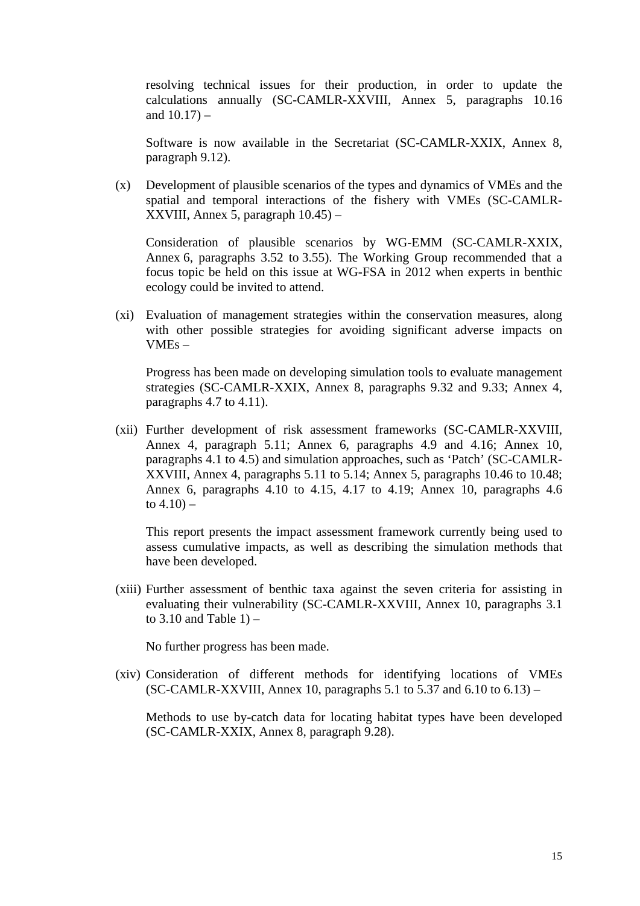resolving technical issues for their production, in order to update the calculations annually (SC-CAMLR-XXVIII, Annex 5, paragraphs 10.16 and 10.17) –

Software is now available in the Secretariat (SC-CAMLR-XXIX, Annex 8, paragraph 9.12).

(x) Development of plausible scenarios of the types and dynamics of VMEs and the spatial and temporal interactions of the fishery with VMEs (SC-CAMLR-XXVIII, Annex 5, paragraph 10.45) –

Consideration of plausible scenarios by WG-EMM (SC-CAMLR-XXIX, Annex 6, paragraphs 3.52 to 3.55). The Working Group recommended that a focus topic be held on this issue at WG-FSA in 2012 when experts in benthic ecology could be invited to attend.

(xi) Evaluation of management strategies within the conservation measures, along with other possible strategies for avoiding significant adverse impacts on VMEs –

Progress has been made on developing simulation tools to evaluate management strategies (SC-CAMLR-XXIX, Annex 8, paragraphs 9.32 and 9.33; Annex 4, paragraphs 4.7 to 4.11).

(xii) Further development of risk assessment frameworks (SC-CAMLR-XXVIII, Annex 4, paragraph 5.11; Annex 6, paragraphs 4.9 and 4.16; Annex 10, paragraphs 4.1 to 4.5) and simulation approaches, such as 'Patch' (SC-CAMLR-XXVIII, Annex 4, paragraphs 5.11 to 5.14; Annex 5, paragraphs 10.46 to 10.48; Annex 6, paragraphs 4.10 to 4.15, 4.17 to 4.19; Annex 10, paragraphs 4.6 to 4.10) –

This report presents the impact assessment framework currently being used to assess cumulative impacts, as well as describing the simulation methods that have been developed.

(xiii) Further assessment of benthic taxa against the seven criteria for assisting in evaluating their vulnerability (SC-CAMLR-XXVIII, Annex 10, paragraphs 3.1 to 3.10 and Table 1) –

No further progress has been made.

(xiv) Consideration of different methods for identifying locations of VMEs (SC-CAMLR-XXVIII, Annex 10, paragraphs 5.1 to 5.37 and 6.10 to 6.13) –

Methods to use by-catch data for locating habitat types have been developed (SC-CAMLR-XXIX, Annex 8, paragraph 9.28).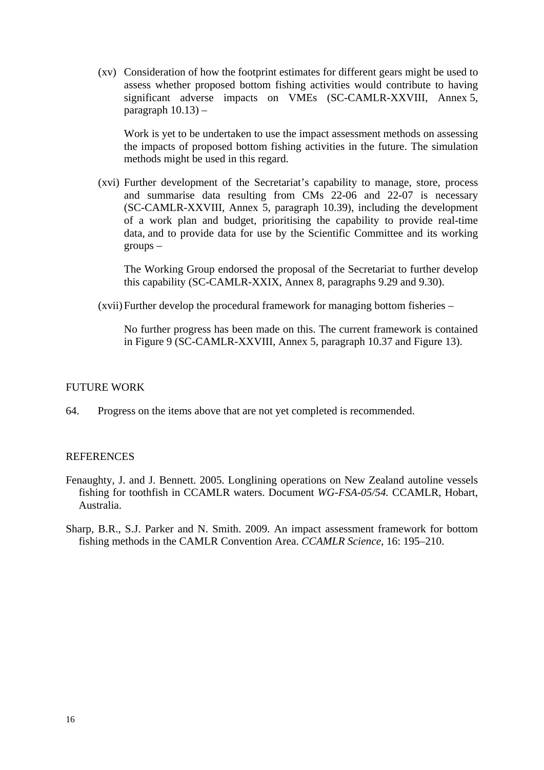(xv) Consideration of how the footprint estimates for different gears might be used to assess whether proposed bottom fishing activities would contribute to having significant adverse impacts on VMEs (SC-CAMLR-XXVIII, Annex 5, paragraph 10.13) –

Work is yet to be undertaken to use the impact assessment methods on assessing the impacts of proposed bottom fishing activities in the future. The simulation methods might be used in this regard.

(xvi) Further development of the Secretariat's capability to manage, store, process and summarise data resulting from CMs 22-06 and 22-07 is necessary (SC-CAMLR-XXVIII, Annex 5, paragraph 10.39), including the development of a work plan and budget, prioritising the capability to provide real-time data, and to provide data for use by the Scientific Committee and its working groups –

The Working Group endorsed the proposal of the Secretariat to further develop this capability (SC-CAMLR-XXIX, Annex 8, paragraphs 9.29 and 9.30).

(xvii) Further develop the procedural framework for managing bottom fisheries –

No further progress has been made on this. The current framework is contained in Figure 9 (SC-CAMLR-XXVIII, Annex 5, paragraph 10.37 and Figure 13).

## FUTURE WORK

64. Progress on the items above that are not yet completed is recommended.

## REFERENCES

Fenaughty, J. and J. Bennett. 2005. Longlining operations on New Zealand autoline vessels fishing for toothfish in CCAMLR waters. Document *WG-FSA-05/54*. CCAMLR, Hobart, Australia.

Sharp, B.R., S.J. Parker and N. Smith. 2009. An impact assessment framework for bottom fishing methods in the CAMLR Convention Area. *CCAMLR Science*, 16: 195–210.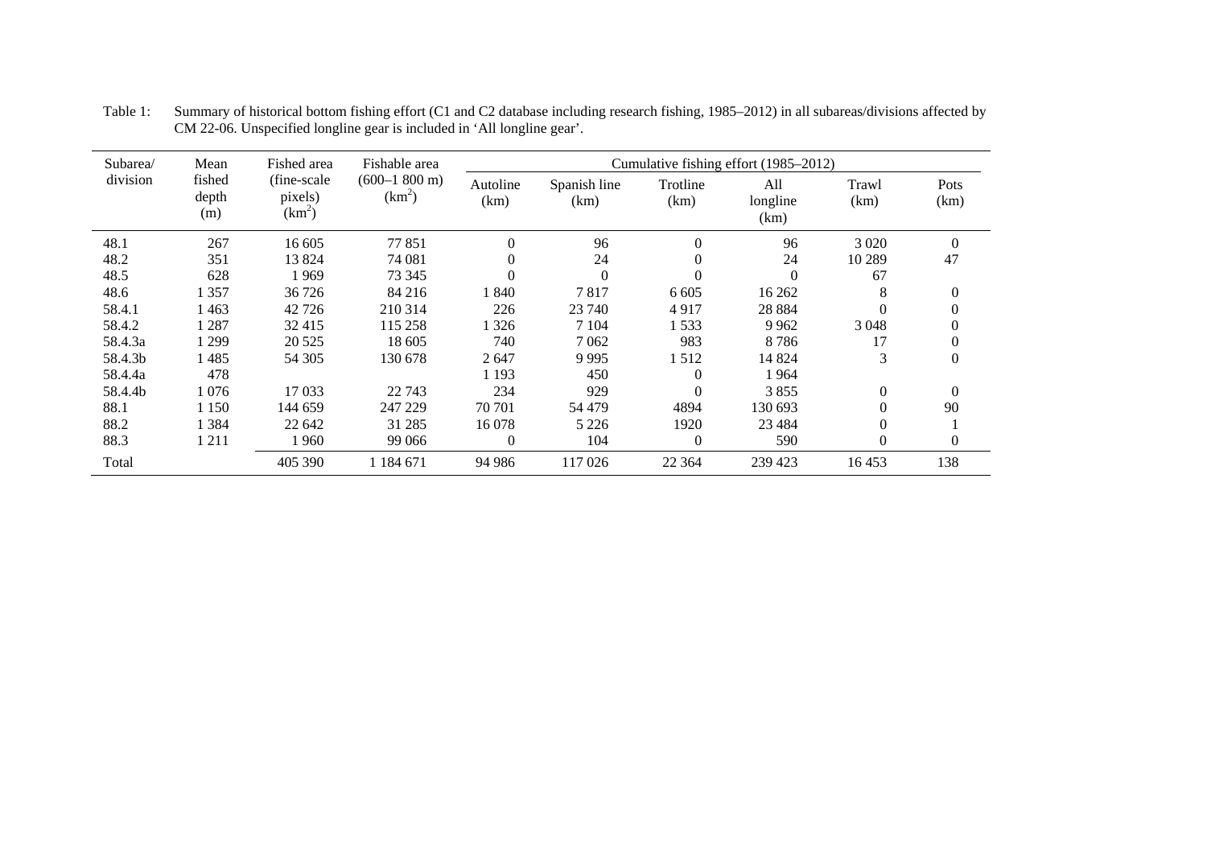Table 1: Summary of historical bottom fishing effort (C1 and C2 database including research fishing, 1985–2012) in all subareas/divisions affected by CM 22-06. Unspecified longline gear is included in 'All longline gear'.

| Subarea/ division | Mean fished depth (m) | Fished area (fine-scale pixels) (km$^2$) | Fishable area (600–1 800 m) (km$^2$) | Cumulative fishing effort (1985–2012) | | | | | |
|---|---|---|---|---|---|---|---|---|---|
| | | | | Autoline (km) | Spanish line (km) | Trotline (km) | All longline (km) | Trawl (km) | Pots (km) |
| 48.1 | 267 | 16 605 | 77 851 | 0 | 96 | 0 | 96 | 3 020 | 0 |
| 48.2 | 351 | 13 824 | 74 081 | 0 | 24 | 0 | 24 | 10 289 | 47 |
| 48.5 | 628 | 1 969 | 73 345 | 0 | 0 | 0 | 0 | 67 | |
| 48.6 | 1 357 | 36 726 | 84 216 | 1 840 | 7 817 | 6 605 | 16 262 | 8 | 0 |
| 58.4.1 | 1 463 | 42 726 | 210 314 | 226 | 23 740 | 4 917 | 28 884 | 0 | 0 |
| 58.4.2 | 1 287 | 32 415 | 115 258 | 1 326 | 7 104 | 1 533 | 9 962 | 3 048 | 0 |
| 58.4.3a | 1 299 | 20 525 | 18 605 | 740 | 7 062 | 983 | 8 786 | 17 | 0 |
| 58.4.3b | 1 485 | 54 305 | 130 678 | 2 647 | 9 995 | 1 512 | 14 824 | 3 | 0 |
| 58.4.4a | 478 | | | 1 193 | 450 | 0 | 1 964 | | |
| 58.4.4b | 1 076 | 17 033 | 22 743 | 234 | 929 | 0 | 3 855 | 0 | 0 |
| 88.1 | 1 150 | 144 659 | 247 229 | 70 701 | 54 479 | 4894 | 130 693 | 0 | 90 |
| 88.2 | 1 384 | 22 642 | 31 285 | 16 078 | 5 226 | 1920 | 23 484 | 0 | 1 |
| 88.3 | 1 211 | 1 960 | 99 066 | 0 | 104 | 0 | 590 | 0 | 0 |
| Total | | 405 390 | 1 184 671 | 94 986 | 117 026 | 22 364 | 239 423 | 16 453 | 138 |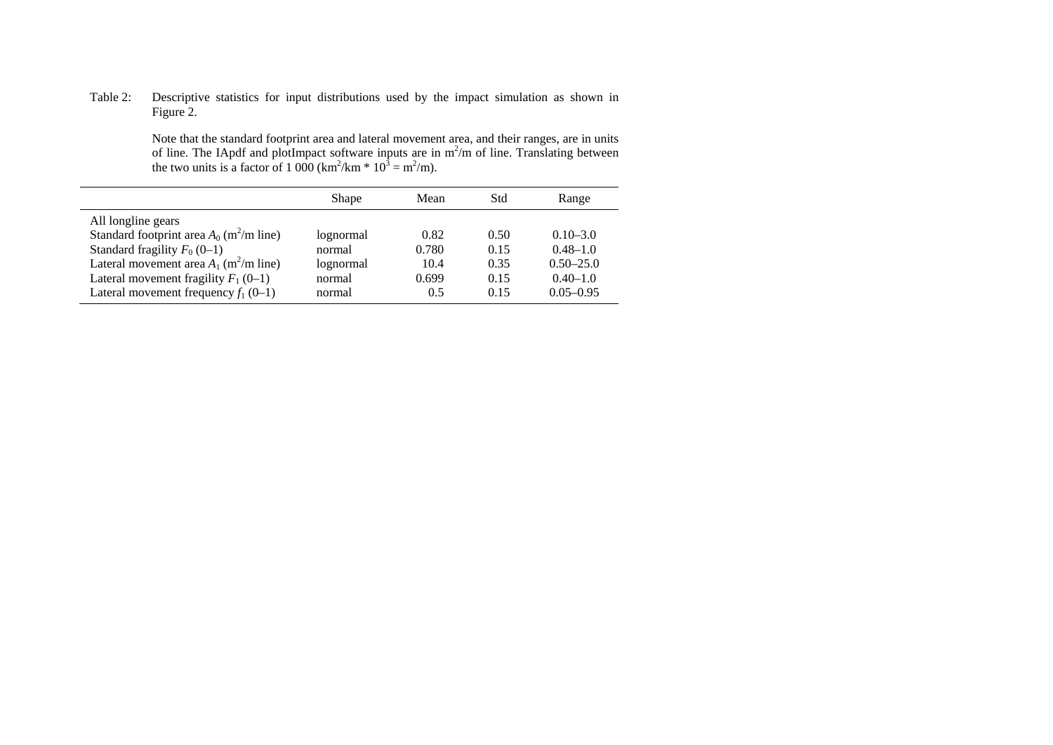Table 2: Descriptive statistics for input distributions used by the impact simulation as shown in Figure 2.

Note that the standard footprint area and lateral movement area, and their ranges, are in units of line. The IApdf and plotImpact software inputs are in $m^2$/m of line. Translating between the two units is a factor of 1 000 ($km^2/km * 10^3 = m^2/m$).

| | Shape | Mean | Std | Range |
|---|---|---|---|---|
| All longline gears | | | | |
| Standard footprint area $A_0$ ($m^2$/m line) | lognormal | 0.82 | 0.50 | 0.10–3.0 |
| Standard fragility $F_0$ (0–1) | normal | 0.780 | 0.15 | 0.48–1.0 |
| Lateral movement area $A_1$ ($m^2$/m line) | lognormal | 10.4 | 0.35 | 0.50–25.0 |
| Lateral movement fragility $F_1$ (0–1) | normal | 0.699 | 0.15 | 0.40–1.0 |
| Lateral movement frequency $f_1$ (0–1) | normal | 0.5 | 0.15 | 0.05–0.95 |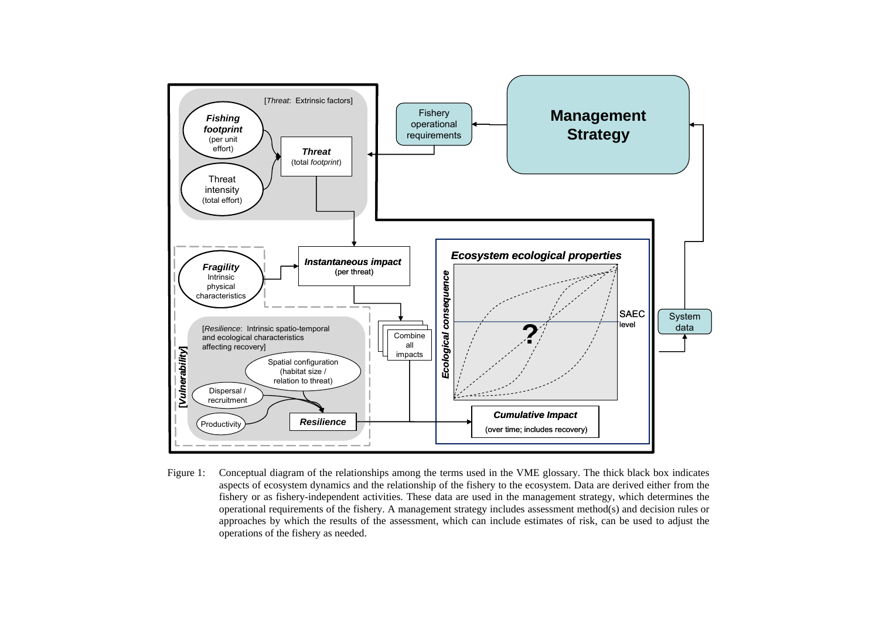Figure 1: Conceptual diagram of the relationships among the terms used in the VME glossary. The thick black box indicates aspects of ecosystem dynamics and the relationship of the fishery to the ecosystem. Data are derived either from the fishery or as fishery-independent activities. These data are used in the management strategy, which determines the operational requirements of the fishery. A management strategy includes assessment method(s) and decision rules or approaches by which the results of the assessment, which can include estimates of risk, can be used to adjust the operations of the fishery as needed.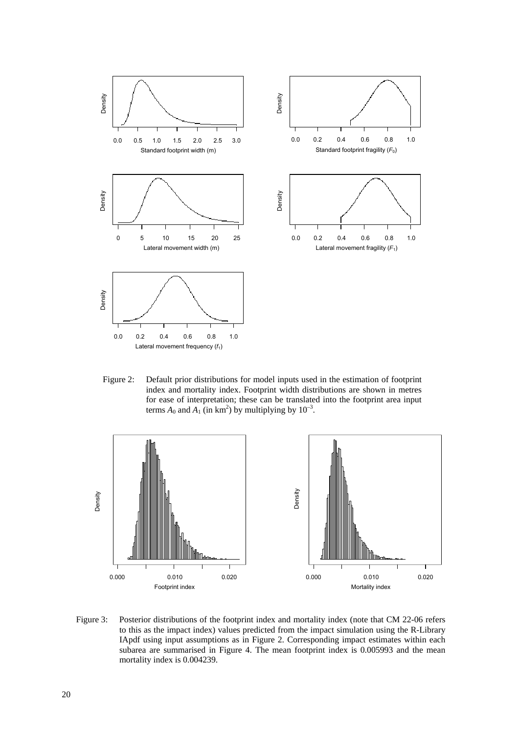Figure 2: Default prior distributions for model inputs used in the estimation of footprint index and mortality index. Footprint width distributions are shown in metres for ease of interpretation; these can be translated into the footprint area input terms $A_0$ and $A_1$ (in $km^2$) by multiplying by $10^{-3}$.

Figure 3: Posterior distributions of the footprint index and mortality index (note that CM 22-06 refers to this as the impact index) values predicted from the impact simulation using the R-Library IApdf using input assumptions as in Figure 2. Corresponding impact estimates within each subarea are summarised in Figure 4. The mean footprint index is 0.005993 and the mean mortality index is 0.004239.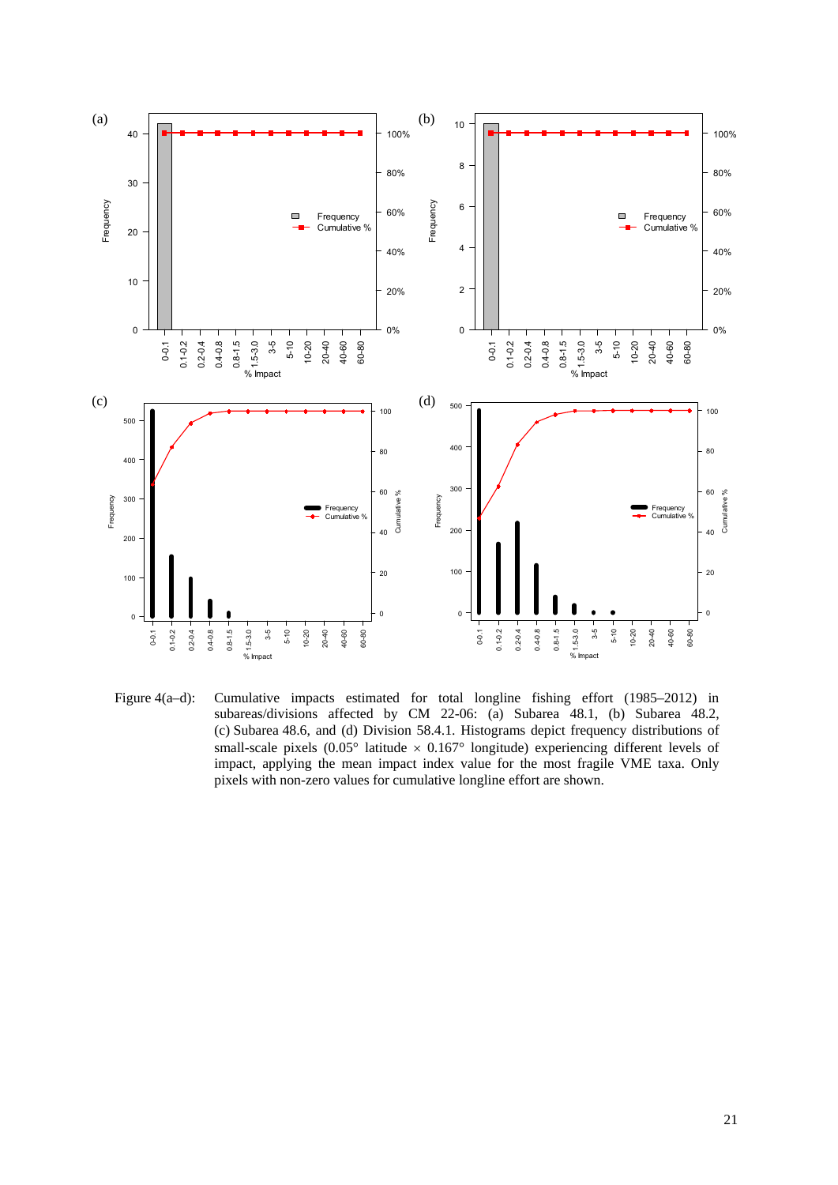Figure 4(a–d): Cumulative impacts estimated for total longline fishing effort (1985–2012) in subareas/divisions affected by CM 22-06: (a) Subarea 48.1, (b) Subarea 48.2, (c) Subarea 48.6, and (d) Division 58.4.1. Histograms depict frequency distributions of small-scale pixels (0.05° latitude × 0.167° longitude) experiencing different levels of impact, applying the mean impact index value for the most fragile VME taxa. Only pixels with non-zero values for cumulative longline effort are shown.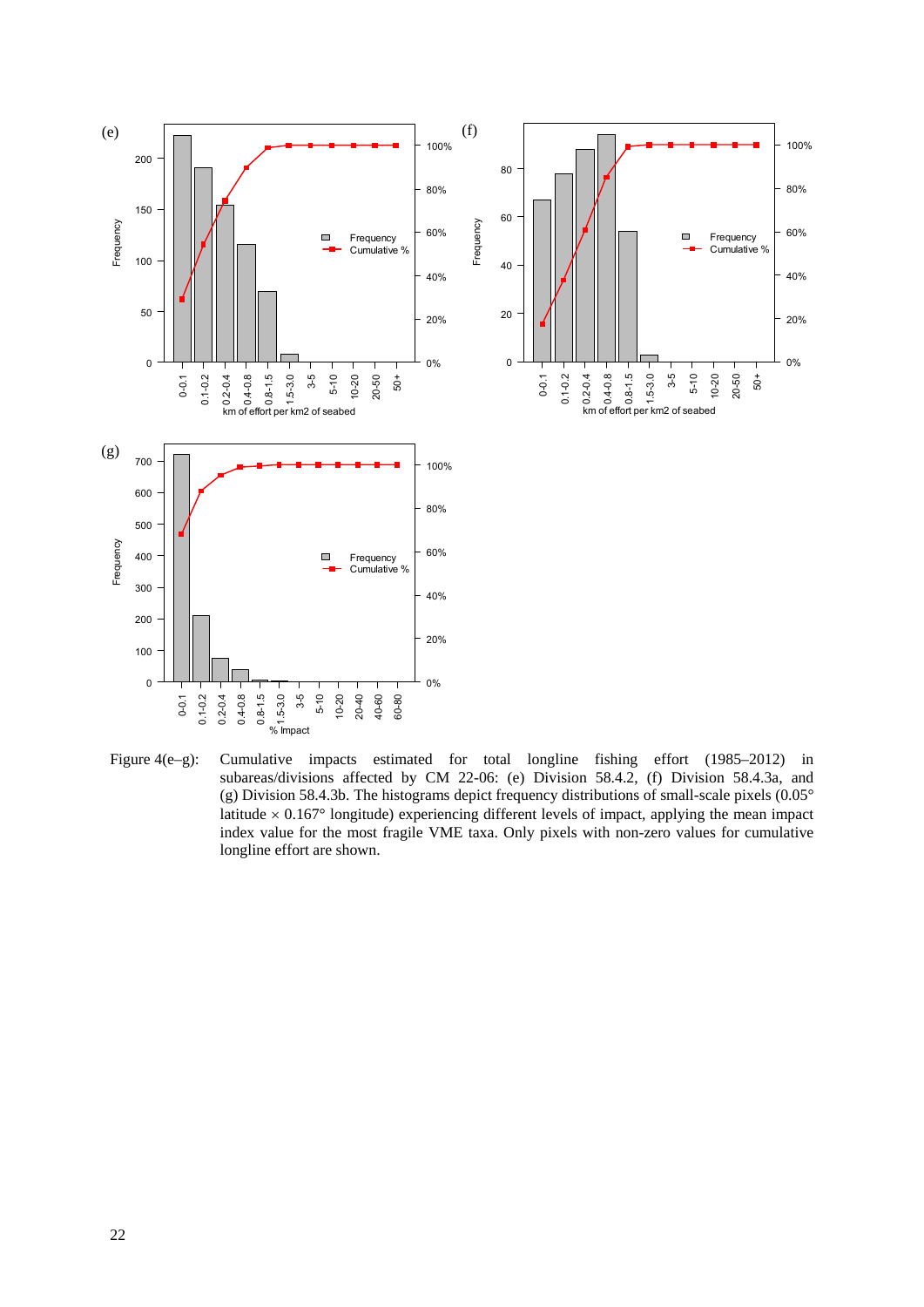Figure 4(e–g): Cumulative impacts estimated for total longline fishing effort (1985–2012) in subareas/divisions affected by CM 22-06: (e) Division 58.4.2, (f) Division 58.4.3a, and (g) Division 58.4.3b. The histograms depict frequency distributions of small-scale pixels (0.05° latitude × 0.167° longitude) experiencing different levels of impact, applying the mean impact index value for the most fragile VME taxa. Only pixels with non-zero values for cumulative longline effort are shown.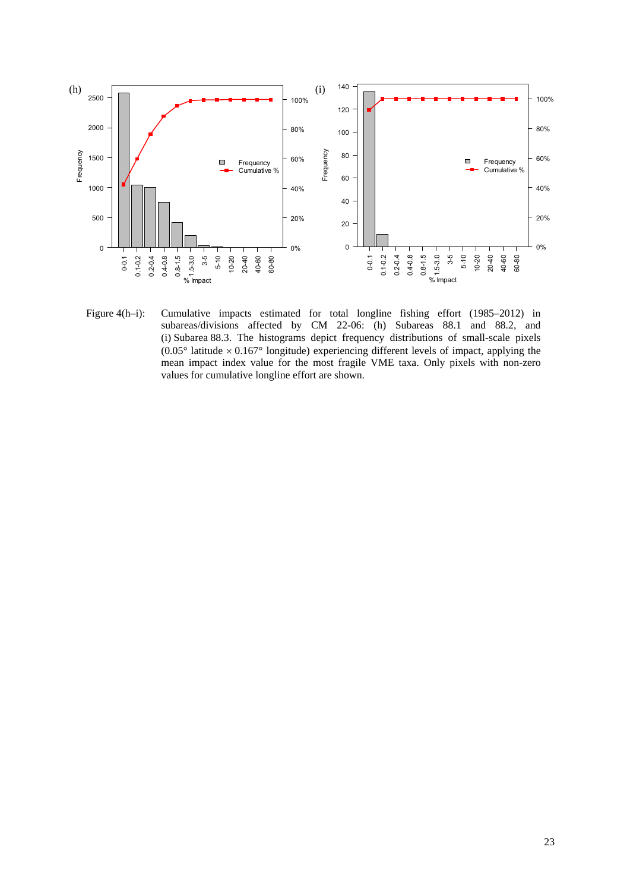Figure 4(h–i): Cumulative impacts estimated for total longline fishing effort (1985–2012) in subareas/divisions affected by CM 22-06: (h) Subareas 88.1 and 88.2, and (i) Subarea 88.3. The histograms depict frequency distributions of small-scale pixels (0.05° latitude × 0.167° longitude) experiencing different levels of impact, applying the mean impact index value for the most fragile VME taxa. Only pixels with non-zero values for cumulative longline effort are shown.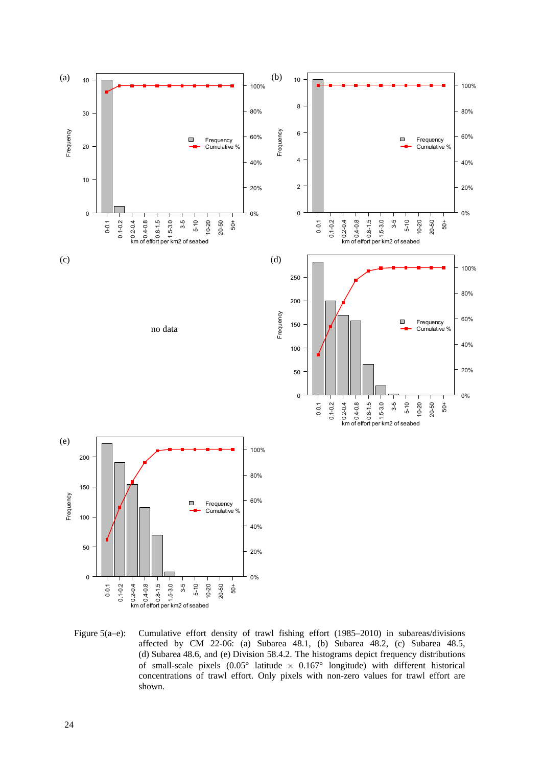(a)

(b)

(c)

no data

(d)

(e)

Figure 5(a–e): Cumulative effort density of trawl fishing effort (1985–2010) in subareas/divisions affected by CM 22-06: (a) Subarea 48.1, (b) Subarea 48.2, (c) Subarea 48.5, (d) Subarea 48.6, and (e) Division 58.4.2. The histograms depict frequency distributions of small-scale pixels (0.05° latitude × 0.167° longitude) with different historical concentrations of trawl effort. Only pixels with non-zero values for trawl effort are shown.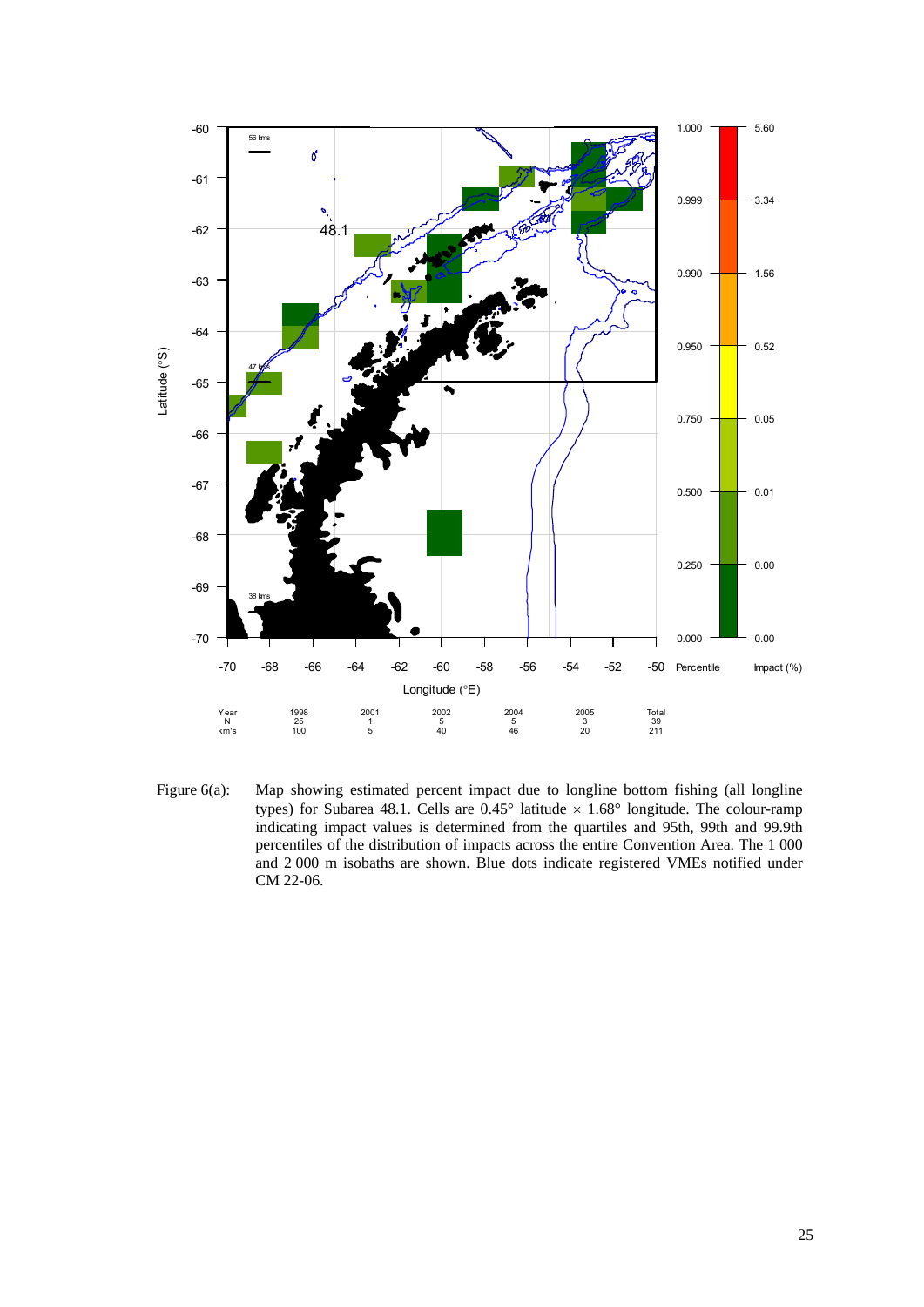| Year | 1998 | 2001 | 2002 | 2004 | 2005 | Total |
|---|---|---|---|---|---|---|
| N | 25 | 1 | 5 | 5 | 3 | 39 |
| km's | 100 | 5 | 40 | 46 | 20 | 211 |

Figure 6(a): Map showing estimated percent impact due to longline bottom fishing (all longline types) for Subarea 48.1. Cells are 0.45° latitude × 1.68° longitude. The colour-ramp indicating impact values is determined from the quartiles and 95th, 99th and 99.9th percentiles of the distribution of impacts across the entire Convention Area. The 1 000 and 2 000 m isobaths are shown. Blue dots indicate registered VMEs notified under CM 22-06.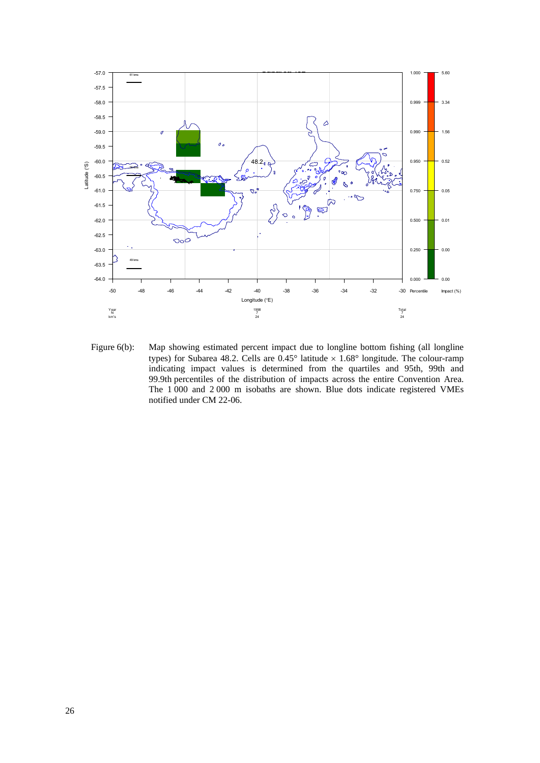Figure 6(b): Map showing estimated percent impact due to longline bottom fishing (all longline types) for Subarea 48.2. Cells are 0.45° latitude × 1.68° longitude. The colour-ramp indicating impact values is determined from the quartiles and 95th, 99th and 99.9th percentiles of the distribution of impacts across the entire Convention Area. The 1 000 and 2 000 m isobaths are shown. Blue dots indicate registered VMEs notified under CM 22-06.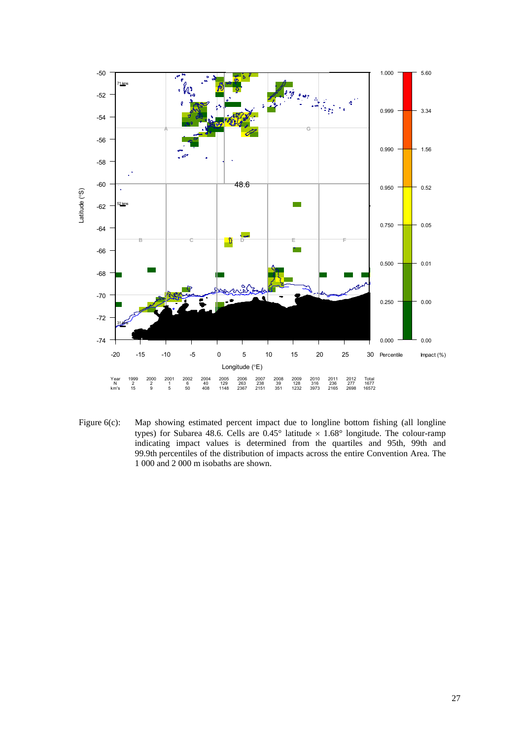| Year | 1999 | 2000 | 2001 | 2002 | 2004 | 2005 | 2006 | 2007 | 2008 | 2009 | 2010 | 2011 | 2012 | Total |
|---|---|---|---|---|---|---|---|---|---|---|---|---|---|---|
| N | 2 | 2 | 1 | 6 | 40 | 129 | 263 | 238 | 39 | 128 | 316 | 236 | 277 | 1677 |
| km's | 15 | 9 | 5 | 50 | 408 | 1148 | 2367 | 2151 | 351 | 1232 | 3973 | 2165 | 2698 | 16572 |

Figure 6(c): Map showing estimated percent impact due to longline bottom fishing (all longline types) for Subarea 48.6. Cells are 0.45° latitude × 1.68° longitude. The colour-ramp indicating impact values is determined from the quartiles and 95th, 99th and 99.9th percentiles of the distribution of impacts across the entire Convention Area. The 1 000 and 2 000 m isobaths are shown.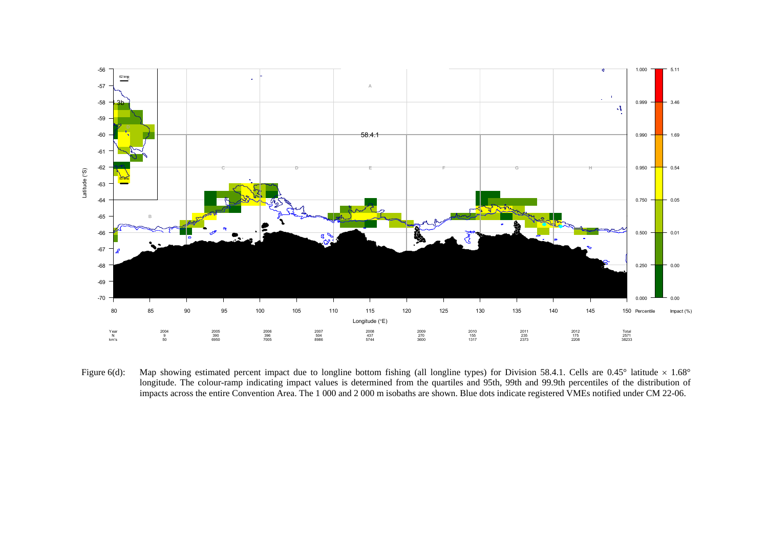| Year | 2004 | 2005 | 2006 | 2007 | 2008 | 2009 | 2010 | 2011 | 2012 | Total |
|---|---|---|---|---|---|---|---|---|---|---|
| N | 9 | 390 | 396 | 504 | 437 | 270 | 155 | 235 | 175 | 2571 |
| km's | 50 | 6950 | 7005 | 8986 | 5744 | 3600 | 1317 | 2373 | 2208 | 38233 |

Figure 6(d): Map showing estimated percent impact due to longline bottom fishing (all longline types) for Division 58.4.1. Cells are 0.45° latitude × 1.68° longitude. The colour-ramp indicating impact values is determined from the quartiles and 95th, 99th and 99.9th percentiles of the distribution of impacts across the entire Convention Area. The 1 000 and 2 000 m isobaths are shown. Blue dots indicate registered VMEs notified under CM 22-06.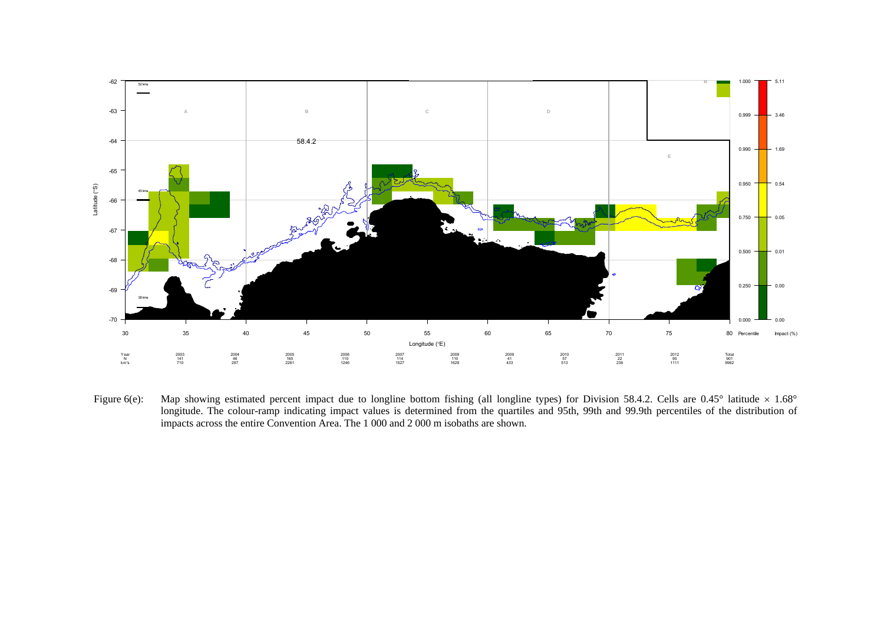| Year | 2003 | 2004 | 2005 | 2006 | 2007 | 2008 | 2009 | 2010 | 2011 | 2012 | Total |
|---|---|---|---|---|---|---|---|---|---|---|---|
| N | 141 | 46 | 165 | 110 | 114 | 110 | 41 | 57 | 22 | 95 | 901 |
| km's | 710 | 297 | 2261 | 1246 | 1527 | 1628 | 433 | 513 | 236 | 1111 | 9962 |

Figure 6(e): Map showing estimated percent impact due to longline bottom fishing (all longline types) for Division 58.4.2. Cells are 0.45° latitude × 1.68° longitude. The colour-ramp indicating impact values is determined from the quartiles and 95th, 99th and 99.9th percentiles of the distribution of impacts across the entire Convention Area. The 1 000 and 2 000 m isobaths are shown.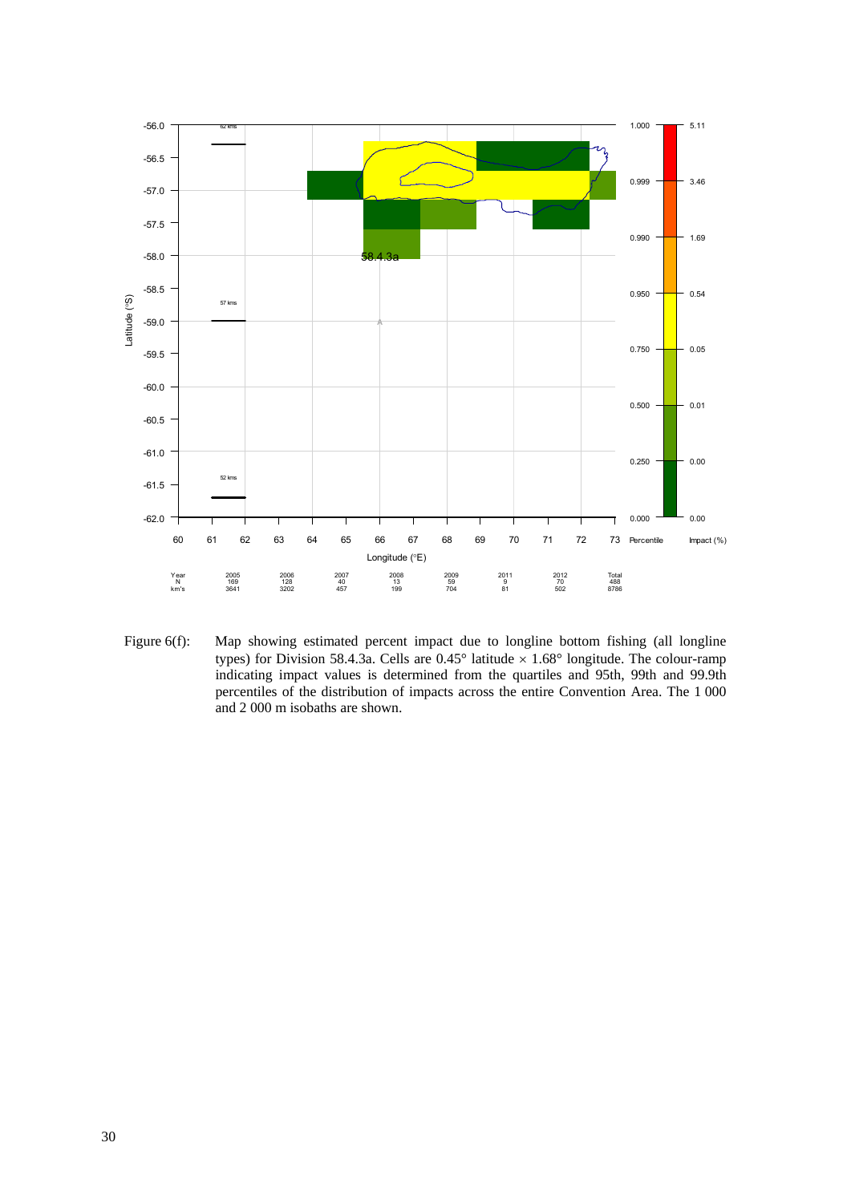Figure 6(f): Map showing estimated percent impact due to longline bottom fishing (all longline types) for Division 58.4.3a. Cells are 0.45° latitude × 1.68° longitude. The colour-ramp indicating impact values is determined from the quartiles and 95th, 99th and 99.9th percentiles of the distribution of impacts across the entire Convention Area. The 1 000 and 2 000 m isobaths are shown.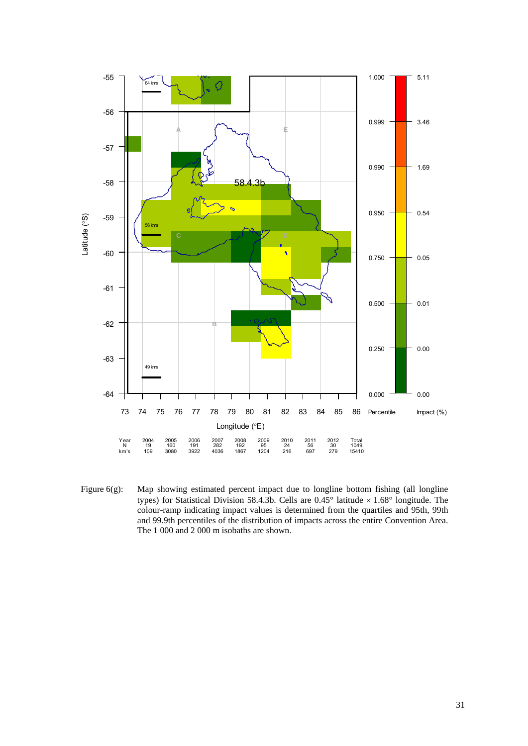| Year | 2004 | 2005 | 2006 | 2007 | 2008 | 2009 | 2010 | 2011 | 2012 | Total |
|---|---|---|---|---|---|---|---|---|---|---|
| N | 19 | 160 | 191 | 282 | 192 | 95 | 24 | 56 | 30 | 1049 |
| km's | 109 | 3080 | 3922 | 4036 | 1867 | 1204 | 216 | 697 | 279 | 15410 |

Figure 6(g): Map showing estimated percent impact due to longline bottom fishing (all longline types) for Statistical Division 58.4.3b. Cells are 0.45° latitude × 1.68° longitude. The colour-ramp indicating impact values is determined from the quartiles and 95th, 99th and 99.9th percentiles of the distribution of impacts across the entire Convention Area. The 1 000 and 2 000 m isobaths are shown.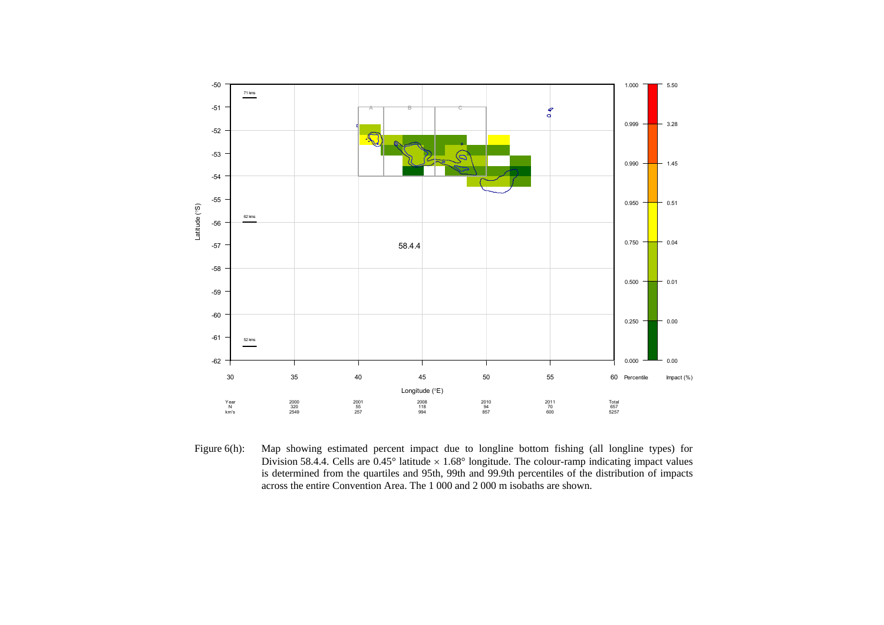Figure 6(h): Map showing estimated percent impact due to longline bottom fishing (all longline types) for Division 58.4.4. Cells are 0.45° latitude × 1.68° longitude. The colour-ramp indicating impact values is determined from the quartiles and 95th, 99th and 99.9th percentiles of the distribution of impacts across the entire Convention Area. The 1 000 and 2 000 m isobaths are shown.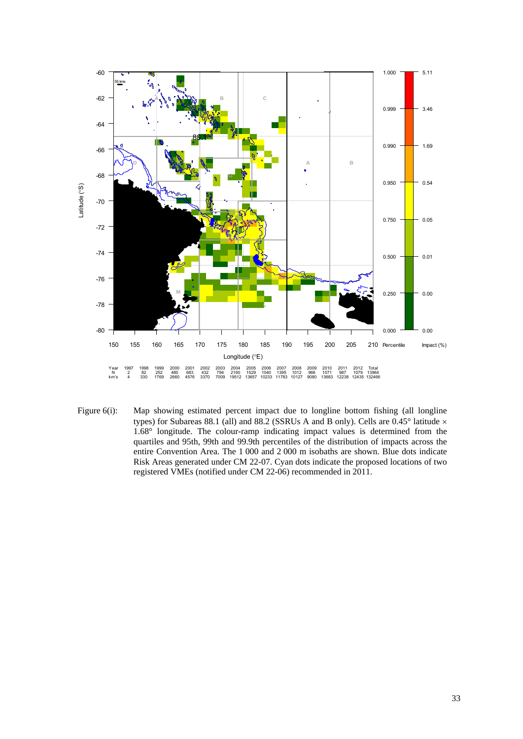| Year | 1997 | 1998 | 1999 | 2000 | 2001 | 2002 | 2003 | 2004 | 2005 | 2006 | 2007 | 2008 | 2009 | 2010 | 2011 | 2012 | Total |
|---|---|---|---|---|---|---|---|---|---|---|---|---|---|---|---|---|---|
| N | 2 | 82 | 252 | 480 | 683 | 432 | 794 | 2160 | 1529 | 1040 | 1395 | 1012 | 966 | 1071 | 987 | 1079 | 13964 |
| km's | 4 | 330 | 1769 | 2660 | 4576 | 3370 | 7009 | 19512 | 13657 | 10233 | 11783 | 10127 | 9080 | 13683 | 12238 | 12435 | 132466 |

Figure 6(i): Map showing estimated percent impact due to longline bottom fishing (all longline types) for Subareas 88.1 (all) and 88.2 (SSRUs A and B only). Cells are 0.45° latitude × 1.68° longitude. The colour-ramp indicating impact values is determined from the quartiles and 95th, 99th and 99.9th percentiles of the distribution of impacts across the entire Convention Area. The 1 000 and 2 000 m isobaths are shown. Blue dots indicate Risk Areas generated under CM 22-07. Cyan dots indicate the proposed locations of two registered VMEs (notified under CM 22-06) recommended in 2011.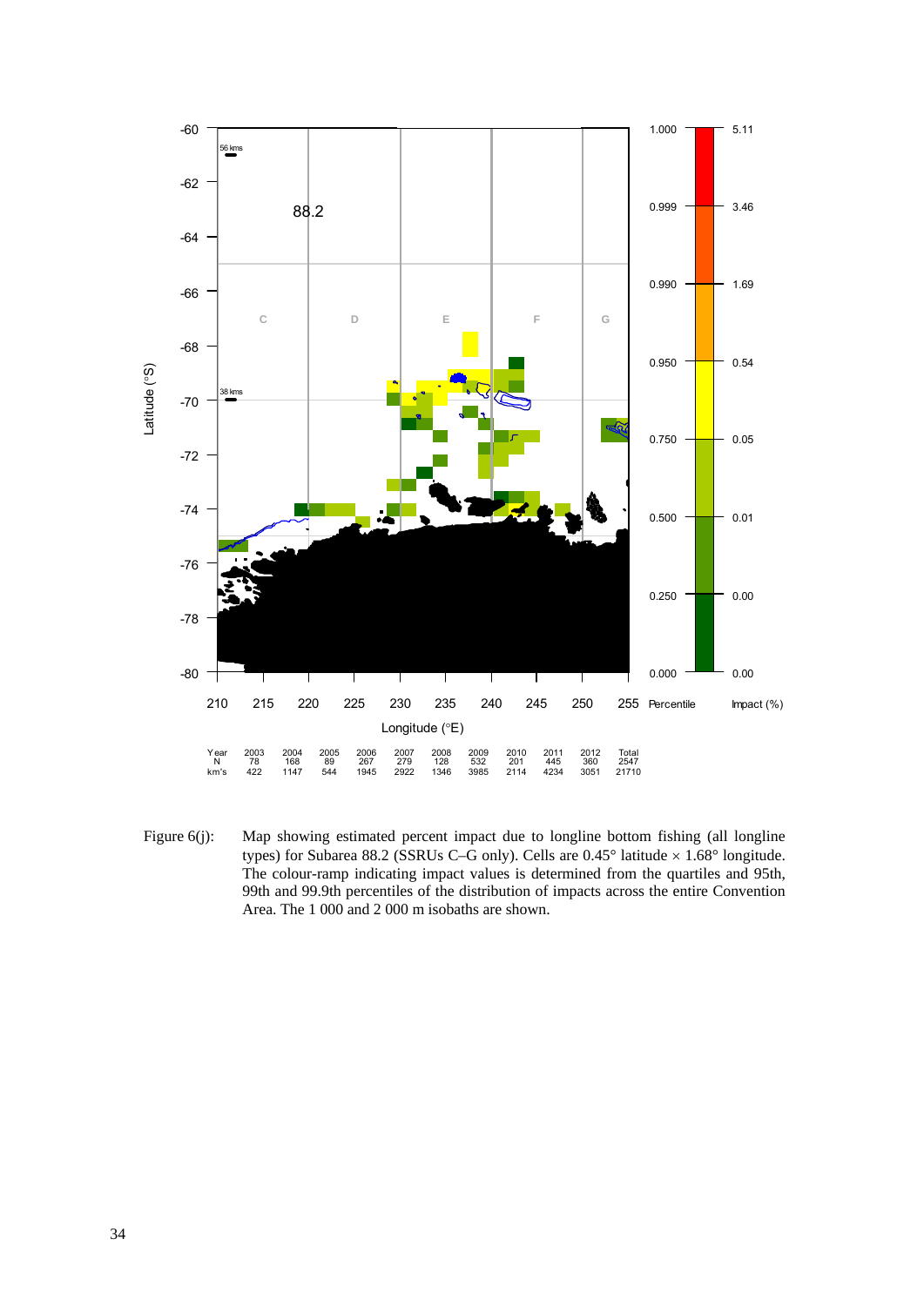| Year | 2003 | 2004 | 2005 | 2006 | 2007 | 2008 | 2009 | 2010 | 2011 | 2012 | Total |
|---|---|---|---|---|---|---|---|---|---|---|---|
| N | 78 | 168 | 89 | 267 | 279 | 128 | 532 | 201 | 445 | 360 | 2547 |
| km's | 422 | 1147 | 544 | 1945 | 2922 | 1346 | 3985 | 2114 | 4234 | 3051 | 21710 |

Figure 6(j): Map showing estimated percent impact due to longline bottom fishing (all longline types) for Subarea 88.2 (SSRUs C–G only). Cells are 0.45° latitude × 1.68° longitude. The colour-ramp indicating impact values is determined from the quartiles and 95th, 99th and 99.9th percentiles of the distribution of impacts across the entire Convention Area. The 1 000 and 2 000 m isobaths are shown.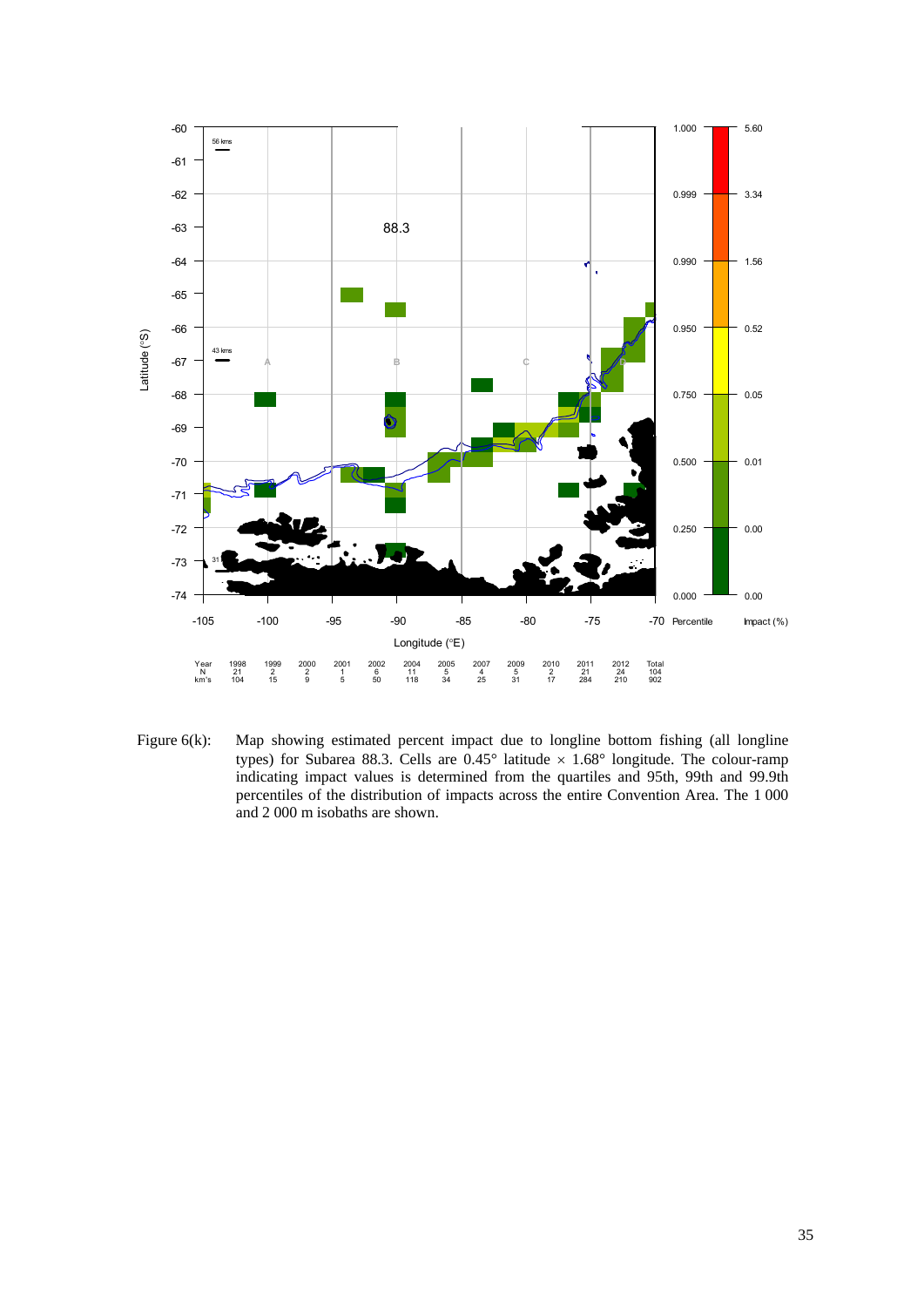Figure 6(k): Map showing estimated percent impact due to longline bottom fishing (all longline types) for Subarea 88.3. Cells are 0.45° latitude × 1.68° longitude. The colour-ramp indicating impact values is determined from the quartiles and 95th, 99th and 99.9th percentiles of the distribution of impacts across the entire Convention Area. The 1 000 and 2 000 m isobaths are shown.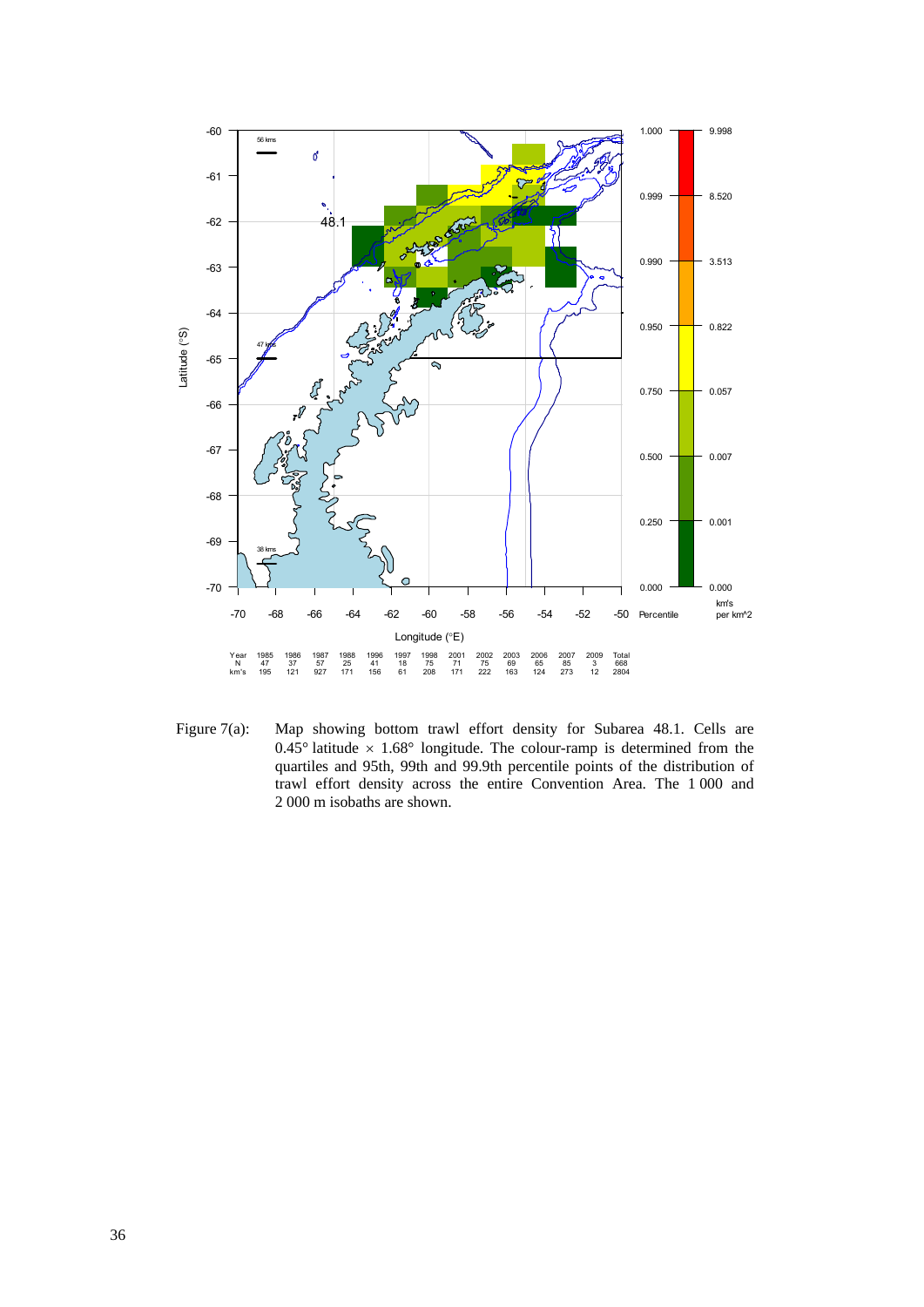| Year | 1985 | 1986 | 1987 | 1988 | 1996 | 1997 | 1998 | 2001 | 2002 | 2003 | 2006 | 2007 | 2009 | Total |
|---|---|---|---|---|---|---|---|---|---|---|---|---|---|---|
| N | 47 | 37 | 57 | 25 | 41 | 18 | 75 | 71 | 75 | 69 | 65 | 85 | 3 | 668 |
| km's | 195 | 121 | 927 | 171 | 156 | 61 | 208 | 171 | 222 | 163 | 124 | 273 | 12 | 2804 |

Figure 7(a): Map showing bottom trawl effort density for Subarea 48.1. Cells are 0.45° latitude × 1.68° longitude. The colour-ramp is determined from the quartiles and 95th, 99th and 99.9th percentile points of the distribution of trawl effort density across the entire Convention Area. The 1 000 and 2 000 m isobaths are shown.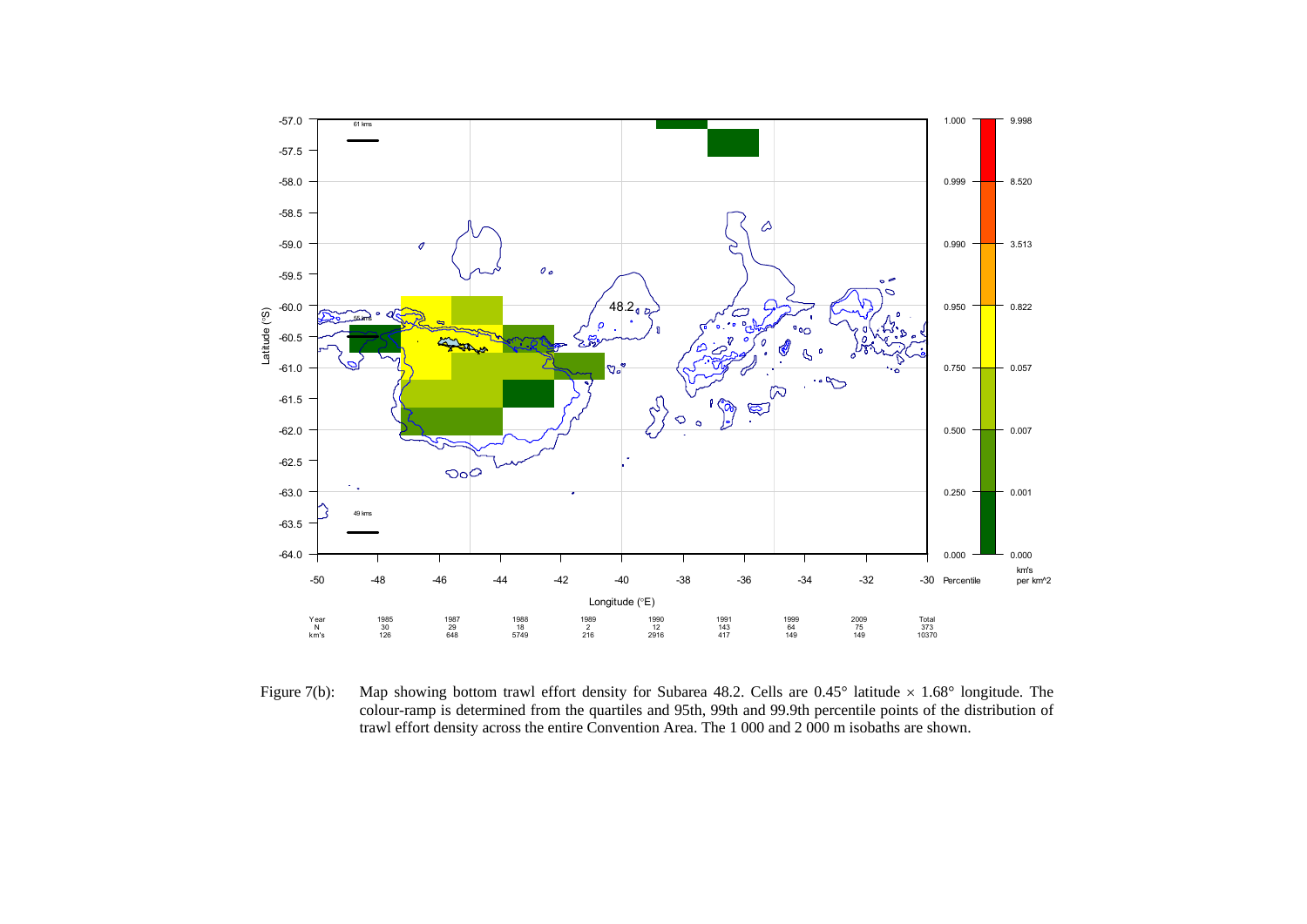| Year | 1985 | 1987 | 1988 | 1989 | 1990 | 1991 | 1999 | 2009 | Total |
|---|---|---|---|---|---|---|---|---|---|
| N | 30 | 29 | 18 | 2 | 12 | 143 | 64 | 75 | 373 |
| km's | 126 | 648 | 5749 | 216 | 2916 | 417 | 149 | 149 | 10370 |

Figure 7(b): Map showing bottom trawl effort density for Subarea 48.2. Cells are 0.45° latitude × 1.68° longitude. The colour-ramp is determined from the quartiles and 95th, 99th and 99.9th percentile points of the distribution of trawl effort density across the entire Convention Area. The 1 000 and 2 000 m isobaths are shown.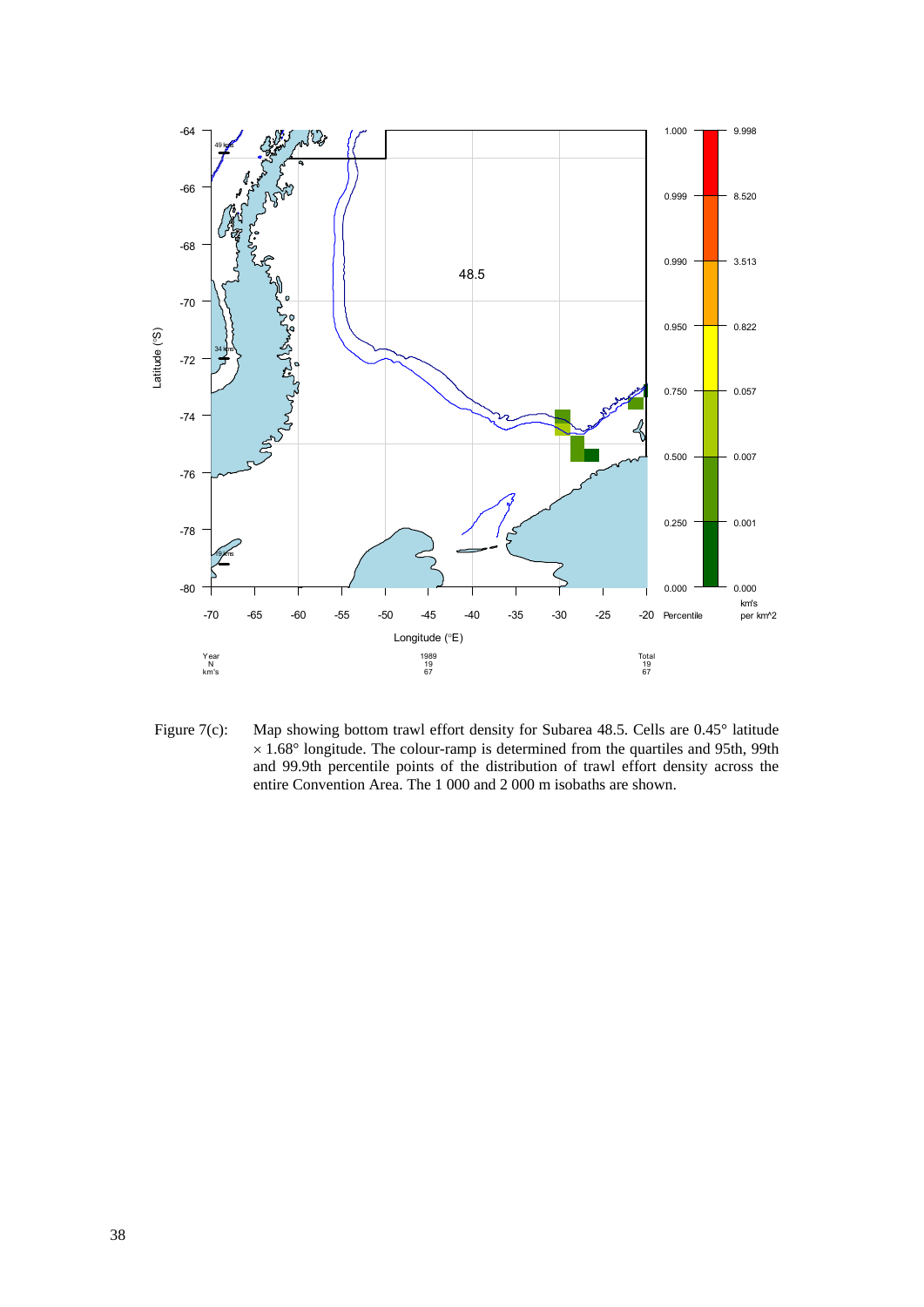Figure 7(c): Map showing bottom trawl effort density for Subarea 48.5. Cells are 0.45° latitude × 1.68° longitude. The colour-ramp is determined from the quartiles and 95th, 99th and 99.9th percentile points of the distribution of trawl effort density across the entire Convention Area. The 1 000 and 2 000 m isobaths are shown.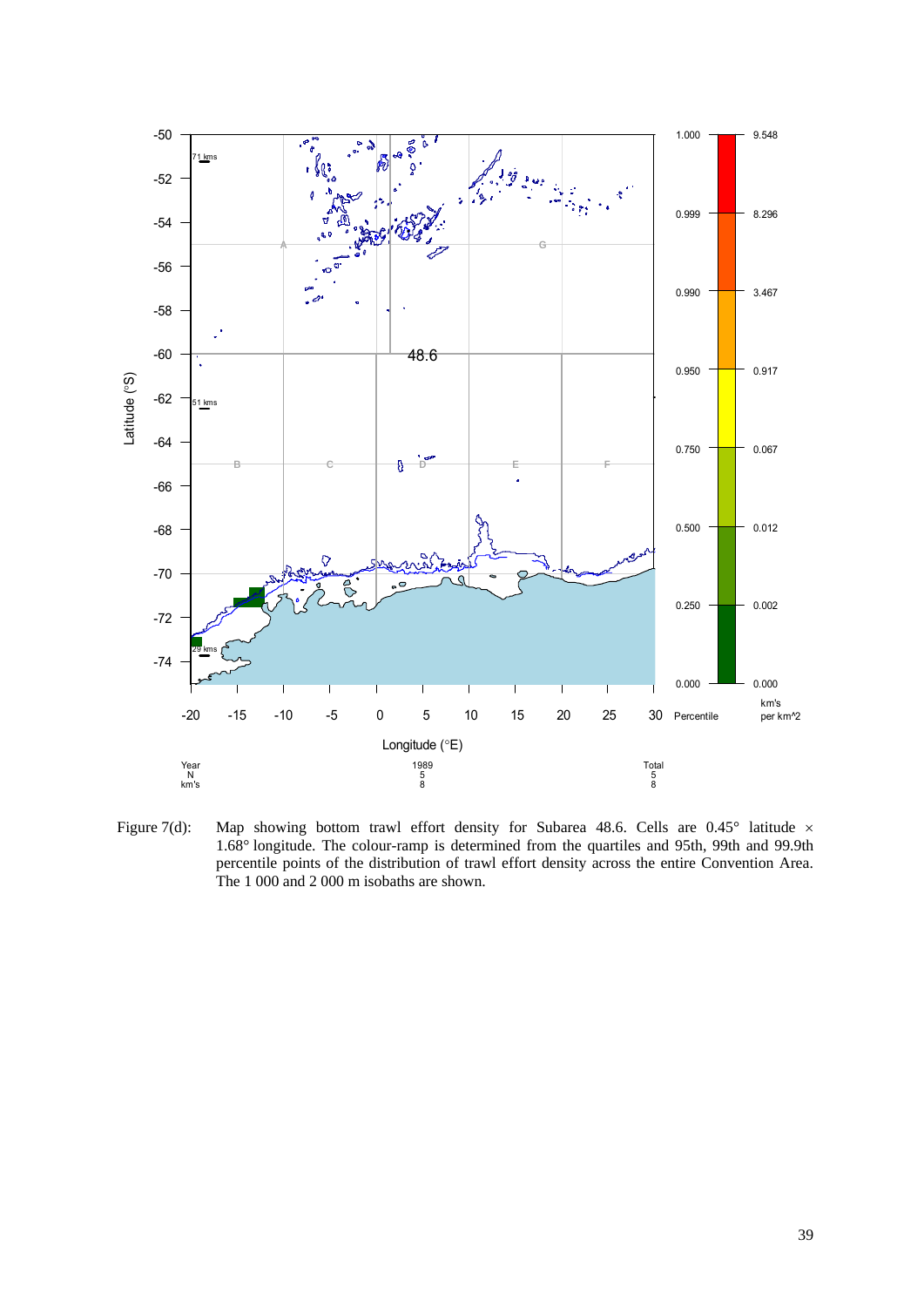Figure 7(d): Map showing bottom trawl effort density for Subarea 48.6. Cells are 0.45° latitude × 1.68° longitude. The colour-ramp is determined from the quartiles and 95th, 99th and 99.9th percentile points of the distribution of trawl effort density across the entire Convention Area. The 1 000 and 2 000 m isobaths are shown.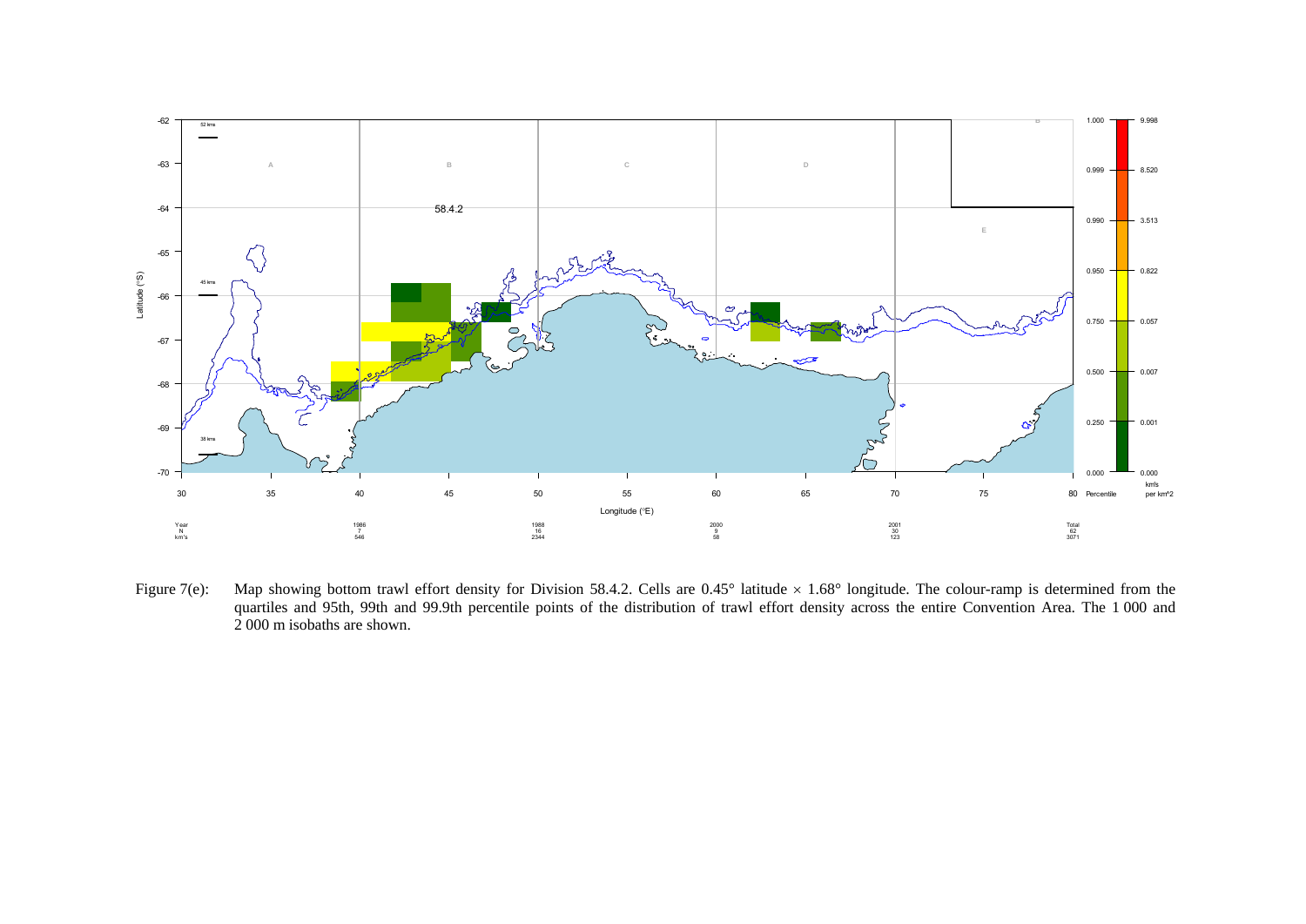Figure 7(e): Map showing bottom trawl effort density for Division 58.4.2. Cells are 0.45° latitude × 1.68° longitude. The colour-ramp is determined from the quartiles and 95th, 99th and 99.9th percentile points of the distribution of trawl effort density across the entire Convention Area. The 1 000 and 2 000 m isobaths are shown.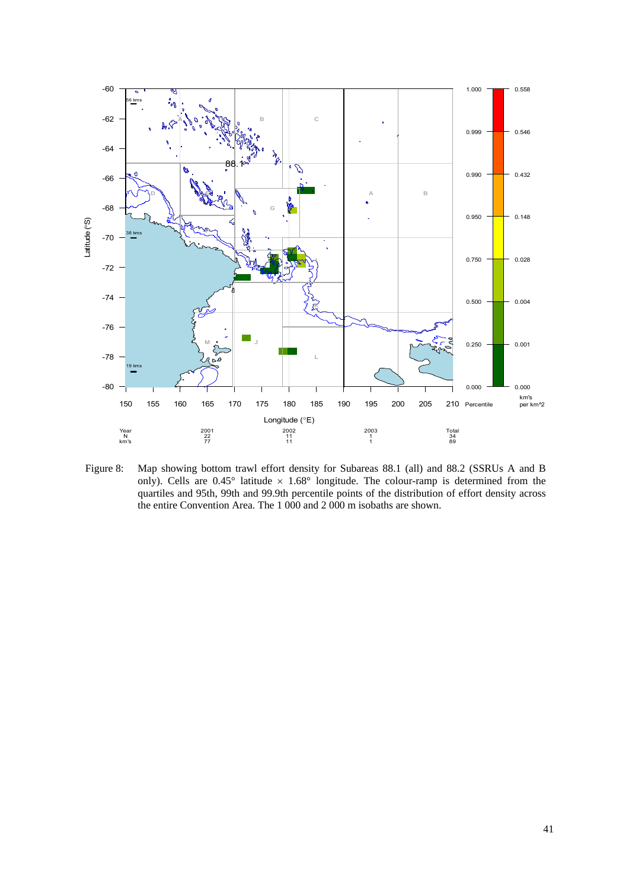Figure 8: Map showing bottom trawl effort density for Subareas 88.1 (all) and 88.2 (SSRUs A and B only). Cells are 0.45° latitude × 1.68° longitude. The colour-ramp is determined from the quartiles and 95th, 99th and 99.9th percentile points of the distribution of effort density across the entire Convention Area. The 1 000 and 2 000 m isobaths are shown.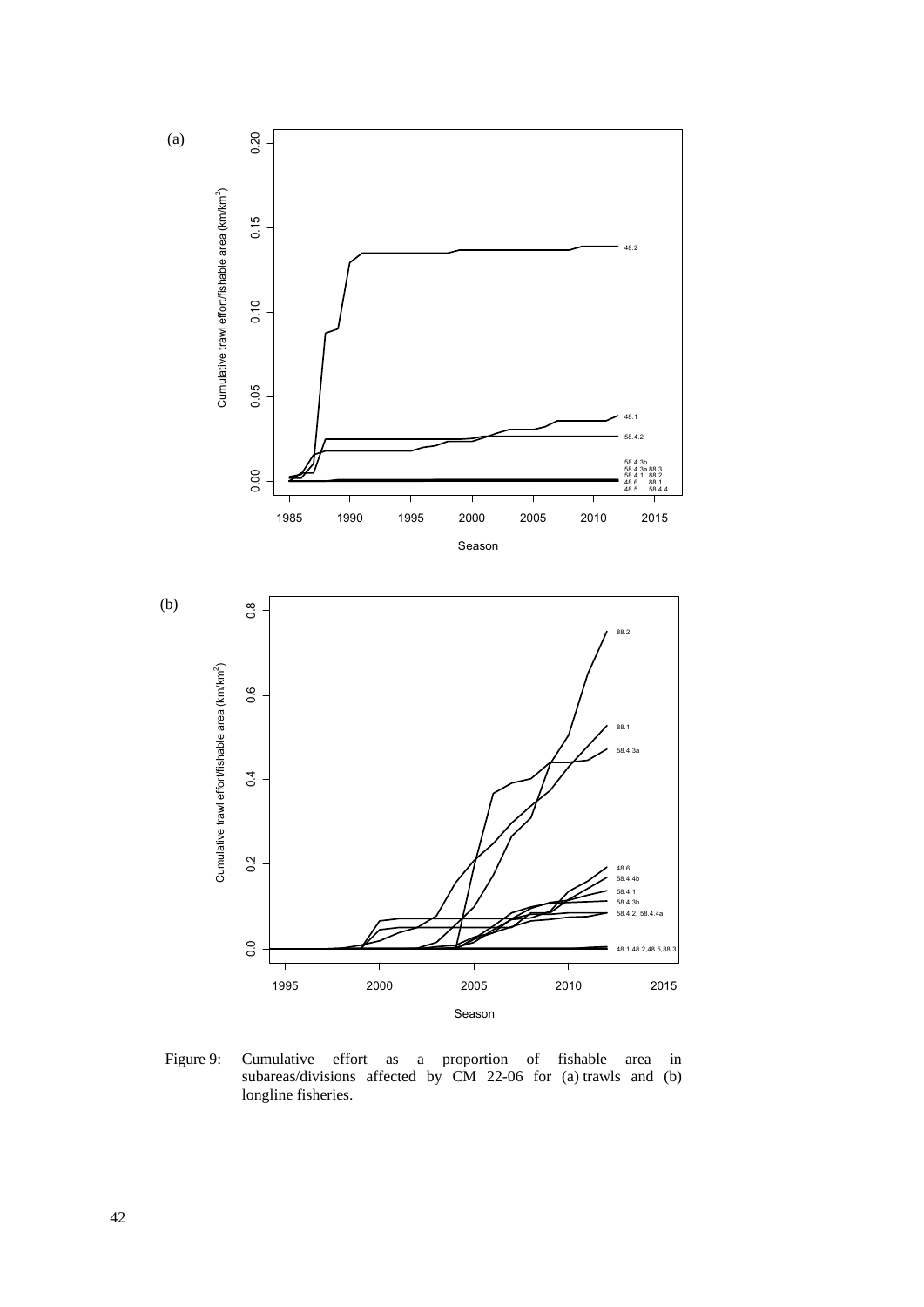Figure 9: Cumulative effort as a proportion of fishable area in subareas/divisions affected by CM 22-06 for (a) trawls and (b) longline fisheries.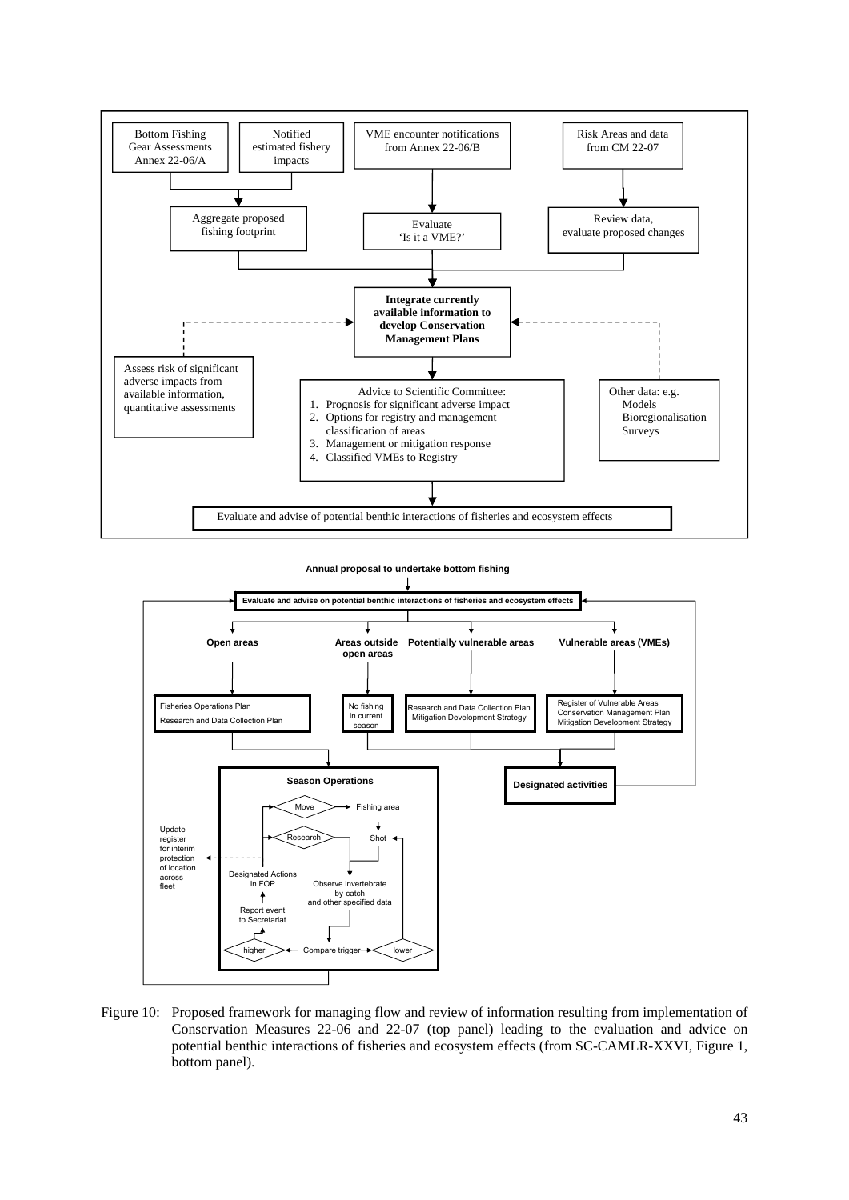Bottom Fishing Gear Assessments Annex 22-06/A

Notified estimated fishery impacts

VME encounter notifications from Annex 22-06/B

Risk Areas and data from CM 22-07

Aggregate proposed fishing footprint

Evaluate 'Is it a VME?'

Review data, evaluate proposed changes

**Integrate currently available information to develop Conservation Management Plans**

Assess risk of significant adverse impacts from available information, quantitative assessments

Advice to Scientific Committee:

1. Prognosis for significant adverse impact
2. Options for registry and management classification of areas
3. Management or mitigation response
4. Classified VMEs to Registry

Other data: e.g.
- Models
- Bioregionalisation
- Surveys

Evaluate and advise of potential benthic interactions of fisheries and ecosystem effects

**Annual proposal to undertake bottom fishing**

**Evaluate and advise on potential benthic interactions of fisheries and ecosystem effects**

**Open areas** | **Areas outside open areas** | **Potentially vulnerable areas** | **Vulnerable areas (VMEs)**

Fisheries Operations Plan
Research and Data Collection Plan

No fishing in current season

Research and Data Collection Plan
Mitigation Development Strategy

Register of Vulnerable Areas
Conservation Management Plan
Mitigation Development Strategy

**Season Operations**

Move → Fishing area → Shot → Research → Observe invertebrate by-catch and other specified data → Compare trigger → higher / lower

higher → Report event to Secretariat → Designated Actions in FOP

Update register for interim protection of location across fleet

**Designated activities**

Figure 10: Proposed framework for managing flow and review of information resulting from implementation of Conservation Measures 22-06 and 22-07 (top panel) leading to the evaluation and advice on potential benthic interactions of fisheries and ecosystem effects (from SC-CAMLR-XXVI, Figure 1, bottom panel).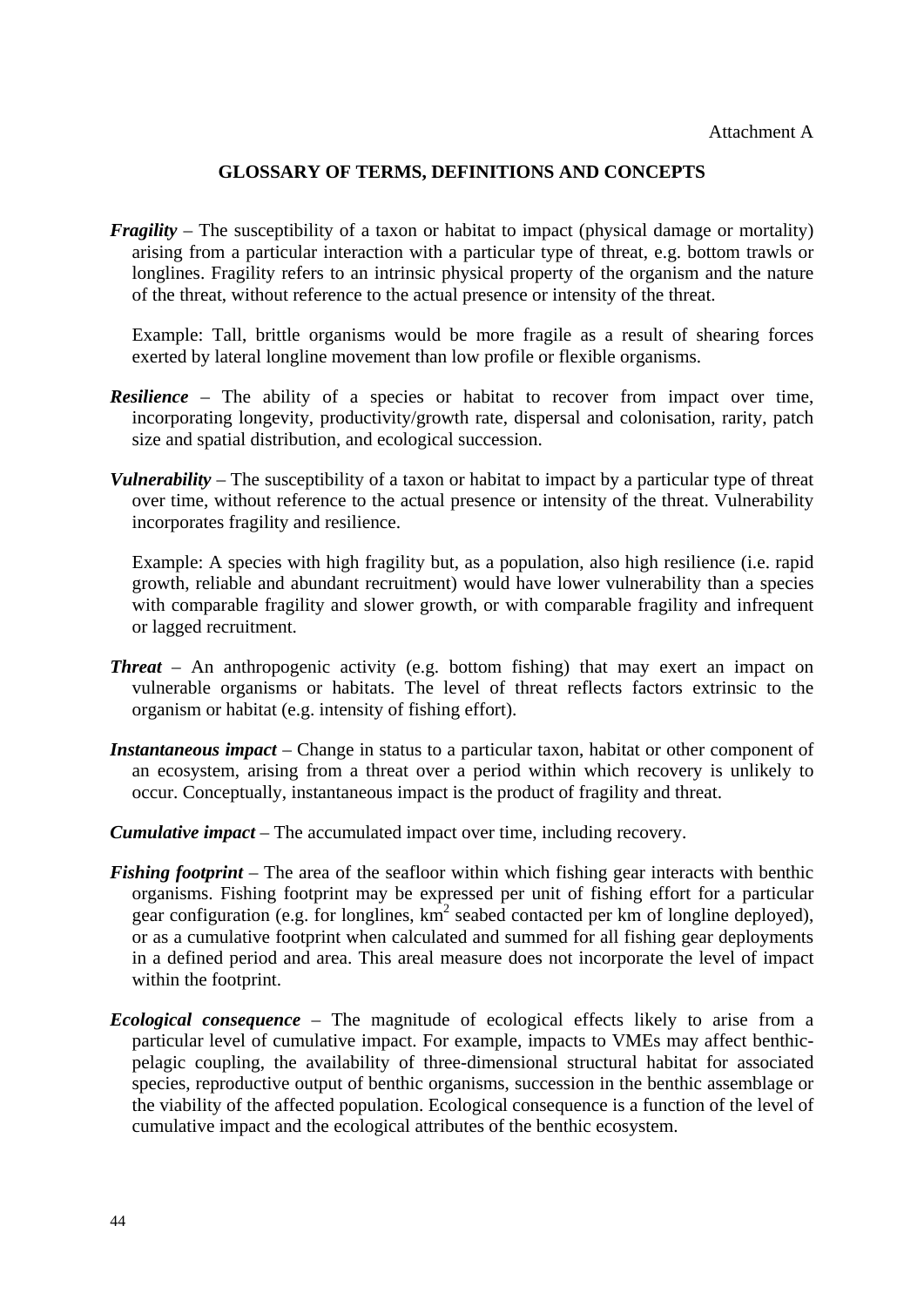Attachment A

## GLOSSARY OF TERMS, DEFINITIONS AND CONCEPTS

***Fragility*** – The susceptibility of a taxon or habitat to impact (physical damage or mortality) arising from a particular interaction with a particular type of threat, e.g. bottom trawls or longlines. Fragility refers to an intrinsic physical property of the organism and the nature of the threat, without reference to the actual presence or intensity of the threat.

Example: Tall, brittle organisms would be more fragile as a result of shearing forces exerted by lateral longline movement than low profile or flexible organisms.

***Resilience*** – The ability of a species or habitat to recover from impact over time, incorporating longevity, productivity/growth rate, dispersal and colonisation, rarity, patch size and spatial distribution, and ecological succession.

***Vulnerability*** – The susceptibility of a taxon or habitat to impact by a particular type of threat over time, without reference to the actual presence or intensity of the threat. Vulnerability incorporates fragility and resilience.

Example: A species with high fragility but, as a population, also high resilience (i.e. rapid growth, reliable and abundant recruitment) would have lower vulnerability than a species with comparable fragility and slower growth, or with comparable fragility and infrequent or lagged recruitment.

***Threat*** – An anthropogenic activity (e.g. bottom fishing) that may exert an impact on vulnerable organisms or habitats. The level of threat reflects factors extrinsic to the organism or habitat (e.g. intensity of fishing effort).

***Instantaneous impact*** – Change in status to a particular taxon, habitat or other component of an ecosystem, arising from a threat over a period within which recovery is unlikely to occur. Conceptually, instantaneous impact is the product of fragility and threat.

***Cumulative impact*** – The accumulated impact over time, including recovery.

***Fishing footprint*** – The area of the seafloor within which fishing gear interacts with benthic organisms. Fishing footprint may be expressed per unit of fishing effort for a particular gear configuration (e.g. for longlines, $km^2$ seabed contacted per km of longline deployed), or as a cumulative footprint when calculated and summed for all fishing gear deployments in a defined period and area. This areal measure does not incorporate the level of impact within the footprint.

***Ecological consequence*** – The magnitude of ecological effects likely to arise from a particular level of cumulative impact. For example, impacts to VMEs may affect benthic-pelagic coupling, the availability of three-dimensional structural habitat for associated species, reproductive output of benthic organisms, succession in the benthic assemblage or the viability of the affected population. Ecological consequence is a function of the level of cumulative impact and the ecological attributes of the benthic ecosystem.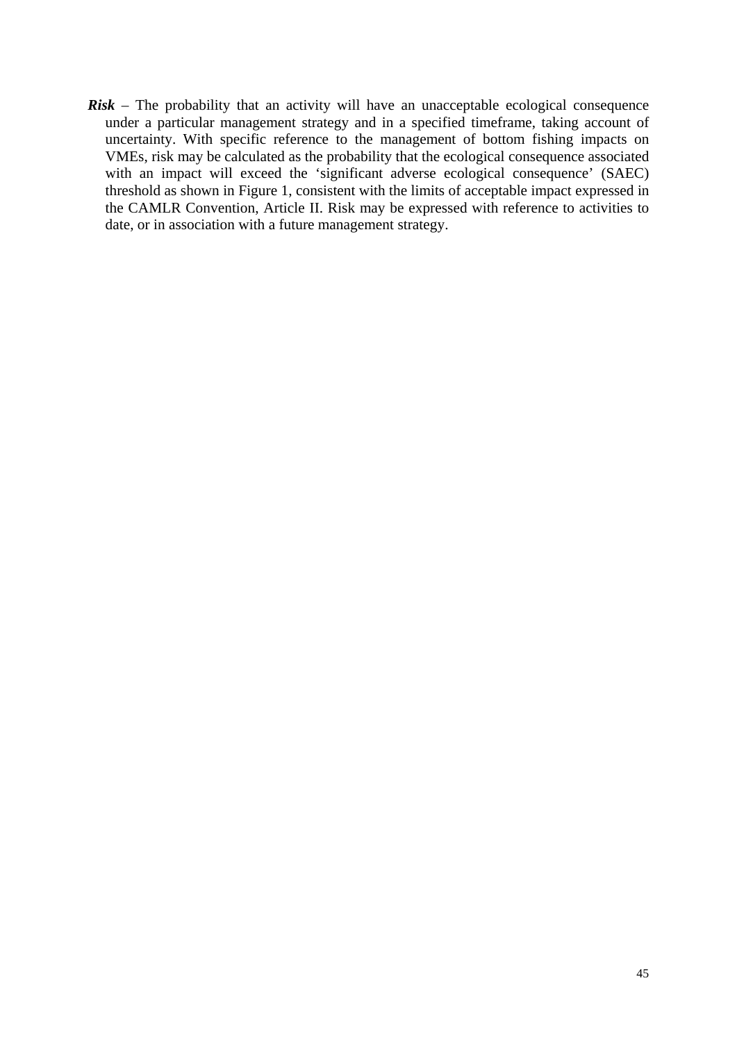***Risk*** – The probability that an activity will have an unacceptable ecological consequence under a particular management strategy and in a specified timeframe, taking account of uncertainty. With specific reference to the management of bottom fishing impacts on VMEs, risk may be calculated as the probability that the ecological consequence associated with an impact will exceed the 'significant adverse ecological consequence' (SAEC) threshold as shown in Figure 1, consistent with the limits of acceptable impact expressed in the CAMLR Convention, Article II. Risk may be expressed with reference to activities to date, or in association with a future management strategy.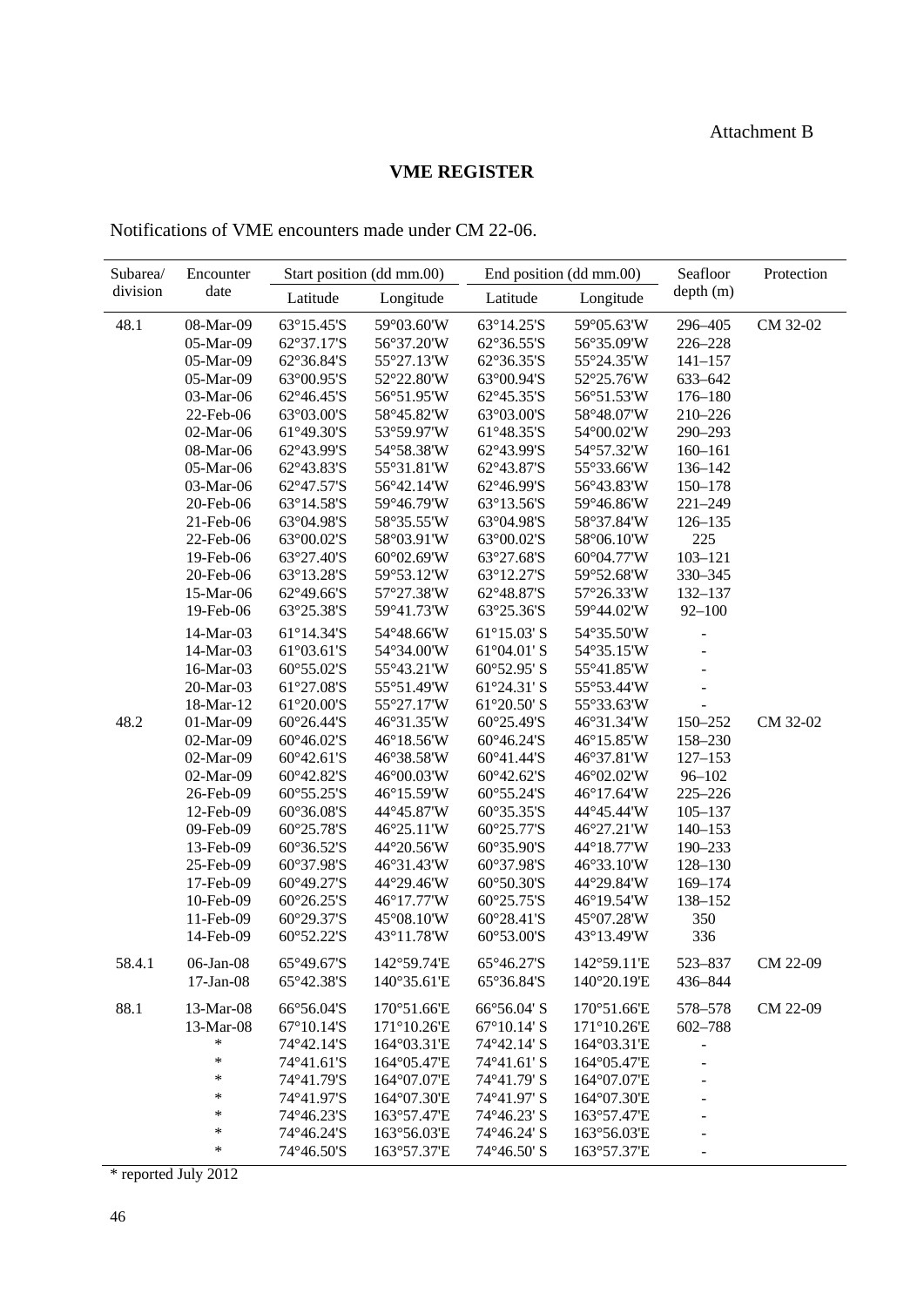Attachment B

## VME REGISTER

Notifications of VME encounters made under CM 22-06.

| Subarea/ division | Encounter date | Start position (dd mm.00) | | End position (dd mm.00) | | Seafloor depth (m) | Protection |
|---|---|---|---|---|---|---|---|
| | | Latitude | Longitude | Latitude | Longitude | | |
| 48.1 | 08-Mar-09 | 63°15.45'S | 59°03.60'W | 63°14.25'S | 59°05.63'W | 296–405 | CM 32-02 |
| | 05-Mar-09 | 62°37.17'S | 56°37.20'W | 62°36.55'S | 56°35.09'W | 226–228 | |
| | 05-Mar-09 | 62°36.84'S | 55°27.13'W | 62°36.35'S | 55°24.35'W | 141–157 | |
| | 05-Mar-09 | 63°00.95'S | 52°22.80'W | 63°00.94'S | 52°25.76'W | 633–642 | |
| | 03-Mar-06 | 62°46.45'S | 56°51.95'W | 62°45.35'S | 56°51.53'W | 176–180 | |
| | 22-Feb-06 | 63°03.00'S | 58°45.82'W | 63°03.00'S | 58°48.07'W | 210–226 | |
| | 02-Mar-06 | 61°49.30'S | 53°59.97'W | 61°48.35'S | 54°00.02'W | 290–293 | |
| | 08-Mar-06 | 62°43.99'S | 54°58.38'W | 62°43.99'S | 54°57.32'W | 160–161 | |
| | 05-Mar-06 | 62°43.83'S | 55°31.81'W | 62°43.87'S | 55°33.66'W | 136–142 | |
| | 03-Mar-06 | 62°47.57'S | 56°42.14'W | 62°46.99'S | 56°43.83'W | 150–178 | |
| | 20-Feb-06 | 63°14.58'S | 59°46.79'W | 63°13.56'S | 59°46.86'W | 221–249 | |
| | 21-Feb-06 | 63°04.98'S | 58°35.55'W | 63°04.98'S | 58°37.84'W | 126–135 | |
| | 22-Feb-06 | 63°00.02'S | 58°03.91'W | 63°00.02'S | 58°06.10'W | 225 | |
| | 19-Feb-06 | 63°27.40'S | 60°02.69'W | 63°27.68'S | 60°04.77'W | 103–121 | |
| | 20-Feb-06 | 63°13.28'S | 59°53.12'W | 63°12.27'S | 59°52.68'W | 330–345 | |
| | 15-Mar-06 | 62°49.66'S | 57°27.38'W | 62°48.87'S | 57°26.33'W | 132–137 | |
| | 19-Feb-06 | 63°25.38'S | 59°41.73'W | 63°25.36'S | 59°44.02'W | 92–100 | |
| | 14-Mar-03 | 61°14.34'S | 54°48.66'W | 61°15.03' S | 54°35.50'W | - | |
| | 14-Mar-03 | 61°03.61'S | 54°34.00'W | 61°04.01' S | 54°35.15'W | - | |
| | 16-Mar-03 | 60°55.02'S | 55°43.21'W | 60°52.95' S | 55°41.85'W | - | |
| | 20-Mar-03 | 61°27.08'S | 55°51.49'W | 61°24.31' S | 55°53.44'W | - | |
| | 18-Mar-12 | 61°20.00'S | 55°27.17'W | 61°20.50' S | 55°33.63'W | - | |
| 48.2 | 01-Mar-09 | 60°26.44'S | 46°31.35'W | 60°25.49'S | 46°31.34'W | 150–252 | CM 32-02 |
| | 02-Mar-09 | 60°46.02'S | 46°18.56'W | 60°46.24'S | 46°15.85'W | 158–230 | |
| | 02-Mar-09 | 60°42.61'S | 46°38.58'W | 60°41.44'S | 46°37.81'W | 127–153 | |
| | 02-Mar-09 | 60°42.82'S | 46°00.03'W | 60°42.62'S | 46°02.02'W | 96–102 | |
| | 26-Feb-09 | 60°55.25'S | 46°15.59'W | 60°55.24'S | 46°17.64'W | 225–226 | |
| | 12-Feb-09 | 60°36.08'S | 44°45.87'W | 60°35.35'S | 44°45.44'W | 105–137 | |
| | 09-Feb-09 | 60°25.78'S | 46°25.11'W | 60°25.77'S | 46°27.21'W | 140–153 | |
| | 13-Feb-09 | 60°36.52'S | 44°20.56'W | 60°35.90'S | 44°18.77'W | 190–233 | |
| | 25-Feb-09 | 60°37.98'S | 46°31.43'W | 60°37.98'S | 46°33.10'W | 128–130 | |
| | 17-Feb-09 | 60°49.27'S | 44°29.46'W | 60°50.30'S | 44°29.84'W | 169–174 | |
| | 10-Feb-09 | 60°26.25'S | 46°17.77'W | 60°25.75'S | 46°19.54'W | 138–152 | |
| | 11-Feb-09 | 60°29.37'S | 45°08.10'W | 60°28.41'S | 45°07.28'W | 350 | |
| | 14-Feb-09 | 60°52.22'S | 43°11.78'W | 60°53.00'S | 43°13.49'W | 336 | |
| 58.4.1 | 06-Jan-08 | 65°49.67'S | 142°59.74'E | 65°46.27'S | 142°59.11'E | 523–837 | CM 22-09 |
| | 17-Jan-08 | 65°42.38'S | 140°35.61'E | 65°36.84'S | 140°20.19'E | 436–844 | |
| 88.1 | 13-Mar-08 | 66°56.04'S | 170°51.66'E | 66°56.04' S | 170°51.66'E | 578–578 | CM 22-09 |
| | 13-Mar-08 | 67°10.14'S | 171°10.26'E | 67°10.14' S | 171°10.26'E | 602–788 | |
| | * | 74°42.14'S | 164°03.31'E | 74°42.14' S | 164°03.31'E | - | |
| | * | 74°41.61'S | 164°05.47'E | 74°41.61' S | 164°05.47'E | - | |
| | * | 74°41.79'S | 164°07.07'E | 74°41.79' S | 164°07.07'E | - | |
| | * | 74°41.97'S | 164°07.30'E | 74°41.97' S | 164°07.30'E | - | |
| | * | 74°46.23'S | 163°57.47'E | 74°46.23' S | 163°57.47'E | - | |
| | * | 74°46.24'S | 163°56.03'E | 74°46.24' S | 163°56.03'E | - | |
| | * | 74°46.50'S | 163°57.37'E | 74°46.50' S | 163°57.37'E | - | |

* reported July 2012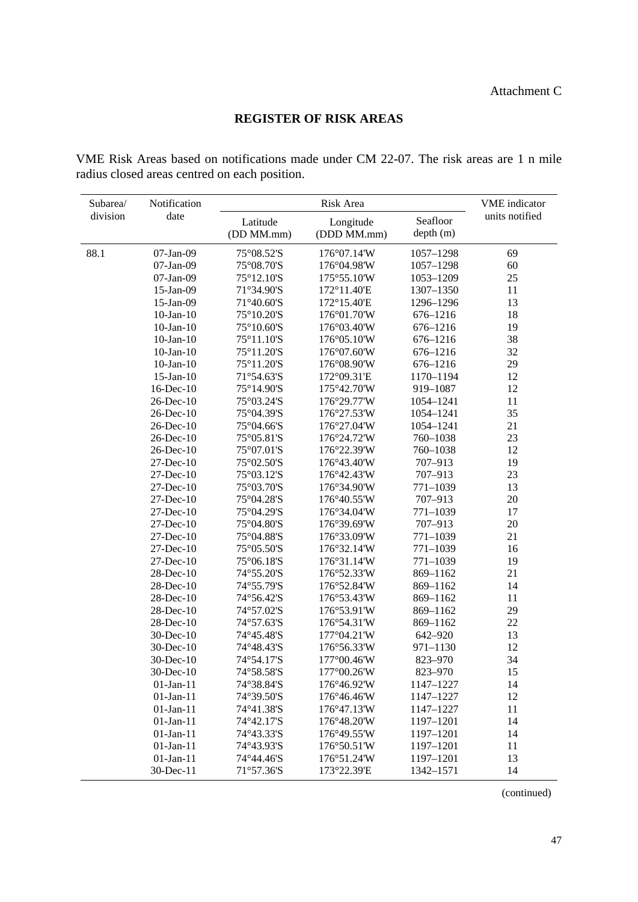Attachment C

## REGISTER OF RISK AREAS

VME Risk Areas based on notifications made under CM 22-07. The risk areas are 1 n mile radius closed areas centred on each position.

| Subarea/ division | Notification date | Risk Area | | | VME indicator units notified |
|---|---|---|---|---|---|
| | | Latitude (DD MM.mm) | Longitude (DDD MM.mm) | Seafloor depth (m) | |
| 88.1 | 07-Jan-09 | 75°08.52'S | 176°07.14'W | 1057–1298 | 69 |
| | 07-Jan-09 | 75°08.70'S | 176°04.98'W | 1057–1298 | 60 |
| | 07-Jan-09 | 75°12.10'S | 175°55.10'W | 1053–1209 | 25 |
| | 15-Jan-09 | 71°34.90'S | 172°11.40'E | 1307–1350 | 11 |
| | 15-Jan-09 | 71°40.60'S | 172°15.40'E | 1296–1296 | 13 |
| | 10-Jan-10 | 75°10.20'S | 176°01.70'W | 676–1216 | 18 |
| | 10-Jan-10 | 75°10.60'S | 176°03.40'W | 676–1216 | 19 |
| | 10-Jan-10 | 75°11.10'S | 176°05.10'W | 676–1216 | 38 |
| | 10-Jan-10 | 75°11.20'S | 176°07.60'W | 676–1216 | 32 |
| | 10-Jan-10 | 75°11.20'S | 176°08.90'W | 676–1216 | 29 |
| | 15-Jan-10 | 71°54.63'S | 172°09.31'E | 1170–1194 | 12 |
| | 16-Dec-10 | 75°14.90'S | 175°42.70'W | 919–1087 | 12 |
| | 26-Dec-10 | 75°03.24'S | 176°29.77'W | 1054–1241 | 11 |
| | 26-Dec-10 | 75°04.39'S | 176°27.53'W | 1054–1241 | 35 |
| | 26-Dec-10 | 75°04.66'S | 176°27.04'W | 1054–1241 | 21 |
| | 26-Dec-10 | 75°05.81'S | 176°24.72'W | 760–1038 | 23 |
| | 26-Dec-10 | 75°07.01'S | 176°22.39'W | 760–1038 | 12 |
| | 27-Dec-10 | 75°02.50'S | 176°43.40'W | 707–913 | 19 |
| | 27-Dec-10 | 75°03.12'S | 176°42.43'W | 707–913 | 23 |
| | 27-Dec-10 | 75°03.70'S | 176°34.90'W | 771–1039 | 13 |
| | 27-Dec-10 | 75°04.28'S | 176°40.55'W | 707–913 | 20 |
| | 27-Dec-10 | 75°04.29'S | 176°34.04'W | 771–1039 | 17 |
| | 27-Dec-10 | 75°04.80'S | 176°39.69'W | 707–913 | 20 |
| | 27-Dec-10 | 75°04.88'S | 176°33.09'W | 771–1039 | 21 |
| | 27-Dec-10 | 75°05.50'S | 176°32.14'W | 771–1039 | 16 |
| | 27-Dec-10 | 75°06.18'S | 176°31.14'W | 771–1039 | 19 |
| | 28-Dec-10 | 74°55.20'S | 176°52.33'W | 869–1162 | 21 |
| | 28-Dec-10 | 74°55.79'S | 176°52.84'W | 869–1162 | 14 |
| | 28-Dec-10 | 74°56.42'S | 176°53.43'W | 869–1162 | 11 |
| | 28-Dec-10 | 74°57.02'S | 176°53.91'W | 869–1162 | 29 |
| | 28-Dec-10 | 74°57.63'S | 176°54.31'W | 869–1162 | 22 |
| | 30-Dec-10 | 74°45.48'S | 177°04.21'W | 642–920 | 13 |
| | 30-Dec-10 | 74°48.43'S | 176°56.33'W | 971–1130 | 12 |
| | 30-Dec-10 | 74°54.17'S | 177°00.46'W | 823–970 | 34 |
| | 30-Dec-10 | 74°58.58'S | 177°00.26'W | 823–970 | 15 |
| | 01-Jan-11 | 74°38.84'S | 176°46.92'W | 1147–1227 | 14 |
| | 01-Jan-11 | 74°39.50'S | 176°46.46'W | 1147–1227 | 12 |
| | 01-Jan-11 | 74°41.38'S | 176°47.13'W | 1147–1227 | 11 |
| | 01-Jan-11 | 74°42.17'S | 176°48.20'W | 1197–1201 | 14 |
| | 01-Jan-11 | 74°43.33'S | 176°49.55'W | 1197–1201 | 14 |
| | 01-Jan-11 | 74°43.93'S | 176°50.51'W | 1197–1201 | 11 |
| | 01-Jan-11 | 74°44.46'S | 176°51.24'W | 1197–1201 | 13 |
| | 30-Dec-11 | 71°57.36'S | 173°22.39'E | 1342–1571 | 14 |

(continued)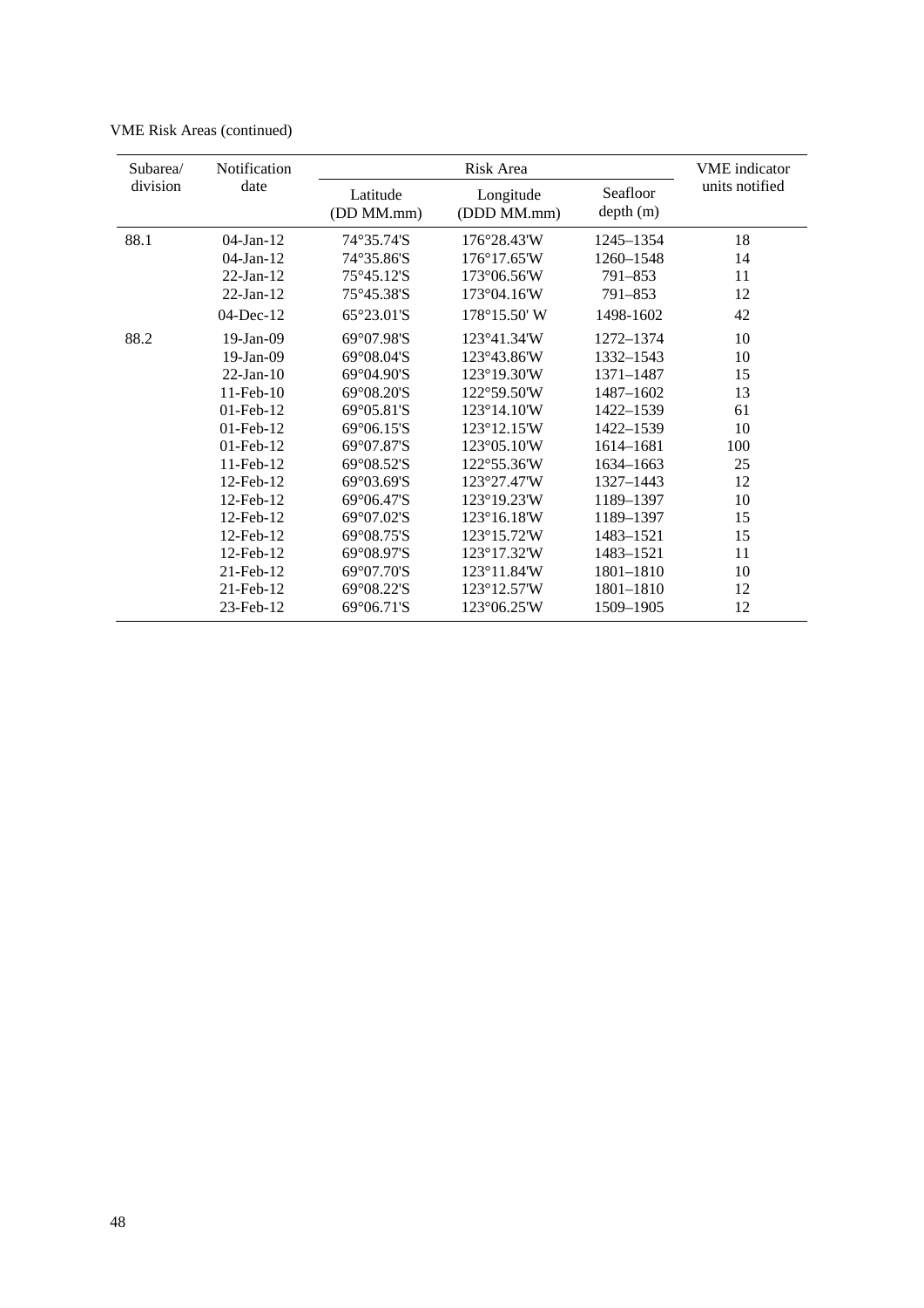VME Risk Areas (continued)

| Subarea/ division | Notification date | Risk Area | | | VME indicator units notified |
|---|---|---|---|---|---|
| | | Latitude (DD MM.mm) | Longitude (DDD MM.mm) | Seafloor depth (m) | |
| 88.1 | 04-Jan-12 | 74°35.74'S | 176°28.43'W | 1245–1354 | 18 |
| | 04-Jan-12 | 74°35.86'S | 176°17.65'W | 1260–1548 | 14 |
| | 22-Jan-12 | 75°45.12'S | 173°06.56'W | 791–853 | 11 |
| | 22-Jan-12 | 75°45.38'S | 173°04.16'W | 791–853 | 12 |
| | 04-Dec-12 | 65°23.01'S | 178°15.50' W | 1498-1602 | 42 |
| 88.2 | 19-Jan-09 | 69°07.98'S | 123°41.34'W | 1272–1374 | 10 |
| | 19-Jan-09 | 69°08.04'S | 123°43.86'W | 1332–1543 | 10 |
| | 22-Jan-10 | 69°04.90'S | 123°19.30'W | 1371–1487 | 15 |
| | 11-Feb-10 | 69°08.20'S | 122°59.50'W | 1487–1602 | 13 |
| | 01-Feb-12 | 69°05.81'S | 123°14.10'W | 1422–1539 | 61 |
| | 01-Feb-12 | 69°06.15'S | 123°12.15'W | 1422–1539 | 10 |
| | 01-Feb-12 | 69°07.87'S | 123°05.10'W | 1614–1681 | 100 |
| | 11-Feb-12 | 69°08.52'S | 122°55.36'W | 1634–1663 | 25 |
| | 12-Feb-12 | 69°03.69'S | 123°27.47'W | 1327–1443 | 12 |
| | 12-Feb-12 | 69°06.47'S | 123°19.23'W | 1189–1397 | 10 |
| | 12-Feb-12 | 69°07.02'S | 123°16.18'W | 1189–1397 | 15 |
| | 12-Feb-12 | 69°08.75'S | 123°15.72'W | 1483–1521 | 15 |
| | 12-Feb-12 | 69°08.97'S | 123°17.32'W | 1483–1521 | 11 |
| | 21-Feb-12 | 69°07.70'S | 123°11.84'W | 1801–1810 | 10 |
| | 21-Feb-12 | 69°08.22'S | 123°12.57'W | 1801–1810 | 12 |
| | 23-Feb-12 | 69°06.71'S | 123°06.25'W | 1509–1905 | 12 |